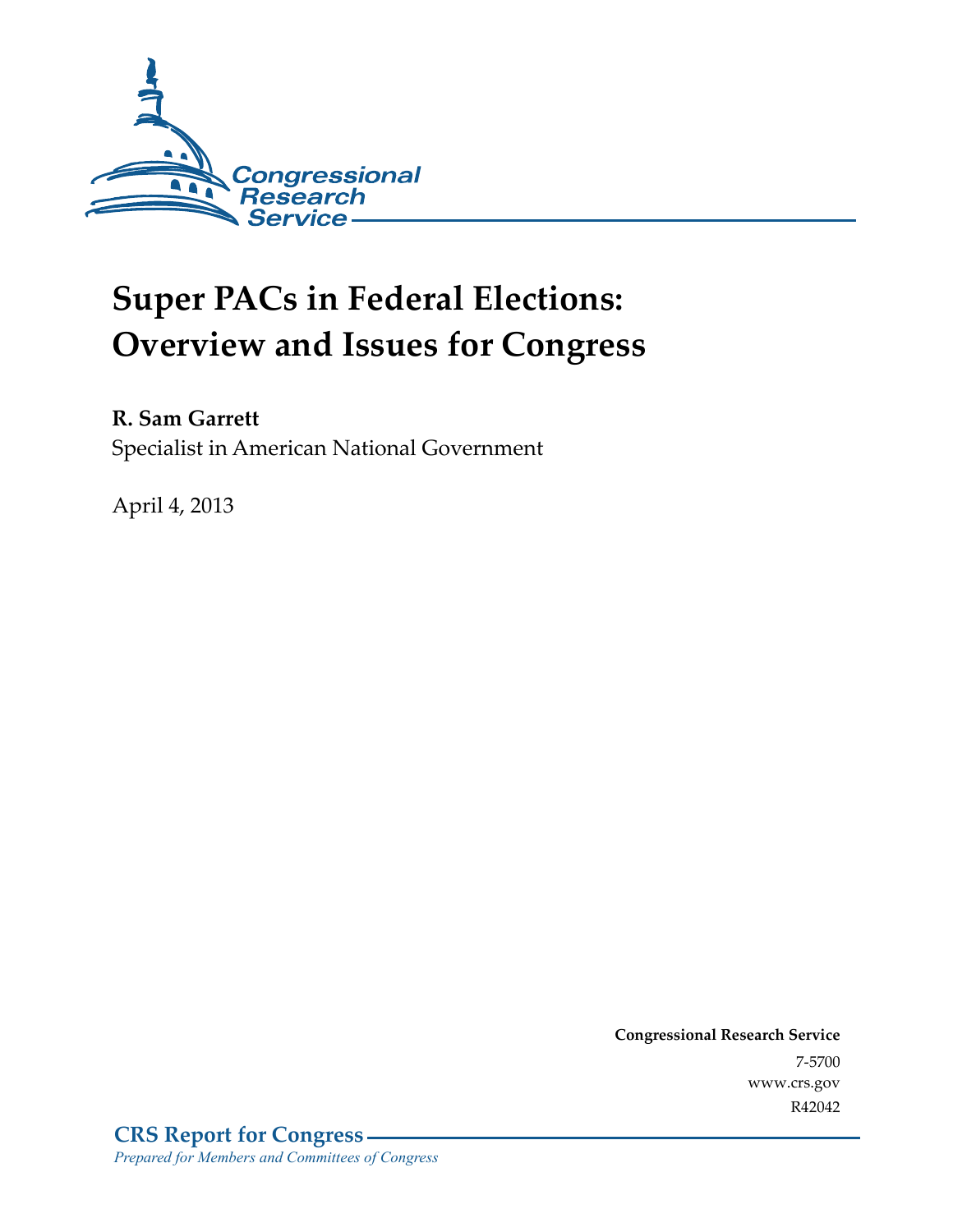Congressional Research Service

# Super PACs in Federal Elections: Overview and Issues for Congress

**R. Sam Garrett**
Specialist in American National Government

April 4, 2013

**Congressional Research Service**
7-5700
www.crs.gov
R42042

**CRS Report for Congress**
*Prepared for Members and Committees of Congress*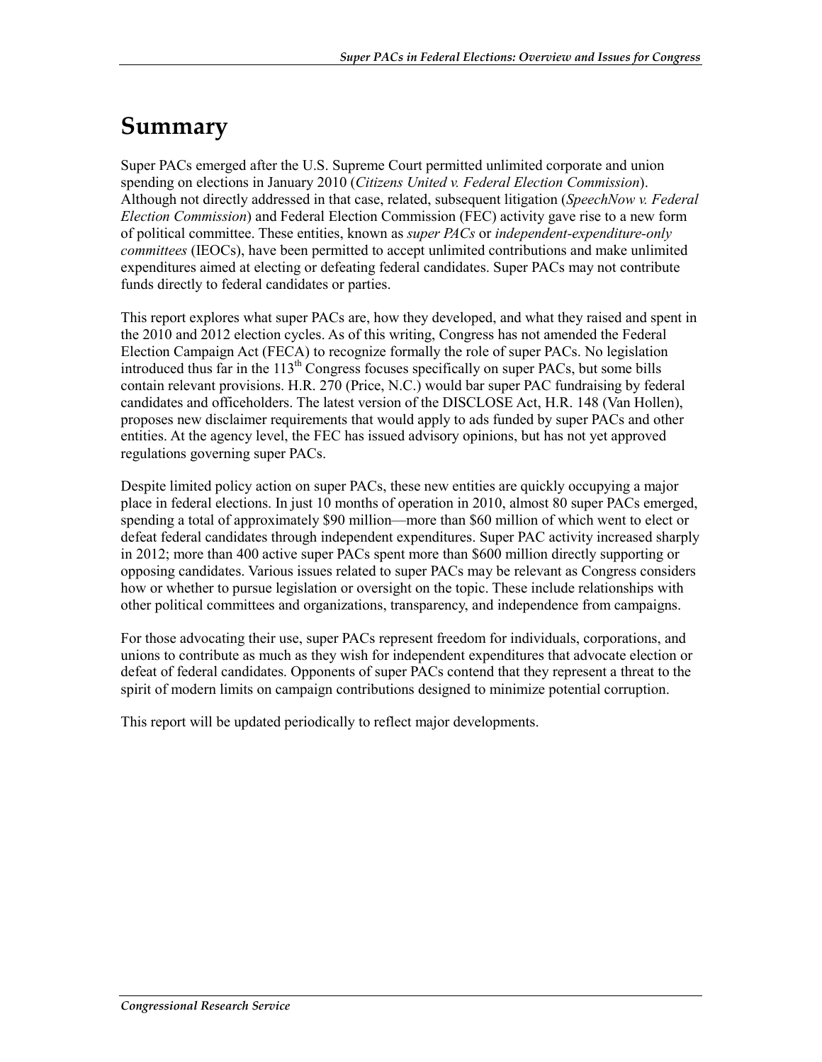# Summary

Super PACs emerged after the U.S. Supreme Court permitted unlimited corporate and union spending on elections in January 2010 (*Citizens United v. Federal Election Commission*). Although not directly addressed in that case, related, subsequent litigation (*SpeechNow v. Federal Election Commission*) and Federal Election Commission (FEC) activity gave rise to a new form of political committee. These entities, known as *super PACs* or *independent-expenditure-only committees* (IEOCs), have been permitted to accept unlimited contributions and make unlimited expenditures aimed at electing or defeating federal candidates. Super PACs may not contribute funds directly to federal candidates or parties.

This report explores what super PACs are, how they developed, and what they raised and spent in the 2010 and 2012 election cycles. As of this writing, Congress has not amended the Federal Election Campaign Act (FECA) to recognize formally the role of super PACs. No legislation introduced thus far in the 113th Congress focuses specifically on super PACs, but some bills contain relevant provisions. H.R. 270 (Price, N.C.) would bar super PAC fundraising by federal candidates and officeholders. The latest version of the DISCLOSE Act, H.R. 148 (Van Hollen), proposes new disclaimer requirements that would apply to ads funded by super PACs and other entities. At the agency level, the FEC has issued advisory opinions, but has not yet approved regulations governing super PACs.

Despite limited policy action on super PACs, these new entities are quickly occupying a major place in federal elections. In just 10 months of operation in 2010, almost 80 super PACs emerged, spending a total of approximately $90 million—more than $60 million of which went to elect or defeat federal candidates through independent expenditures. Super PAC activity increased sharply in 2012; more than 400 active super PACs spent more than $600 million directly supporting or opposing candidates. Various issues related to super PACs may be relevant as Congress considers how or whether to pursue legislation or oversight on the topic. These include relationships with other political committees and organizations, transparency, and independence from campaigns.

For those advocating their use, super PACs represent freedom for individuals, corporations, and unions to contribute as much as they wish for independent expenditures that advocate election or defeat of federal candidates. Opponents of super PACs contend that they represent a threat to the spirit of modern limits on campaign contributions designed to minimize potential corruption.

This report will be updated periodically to reflect major developments.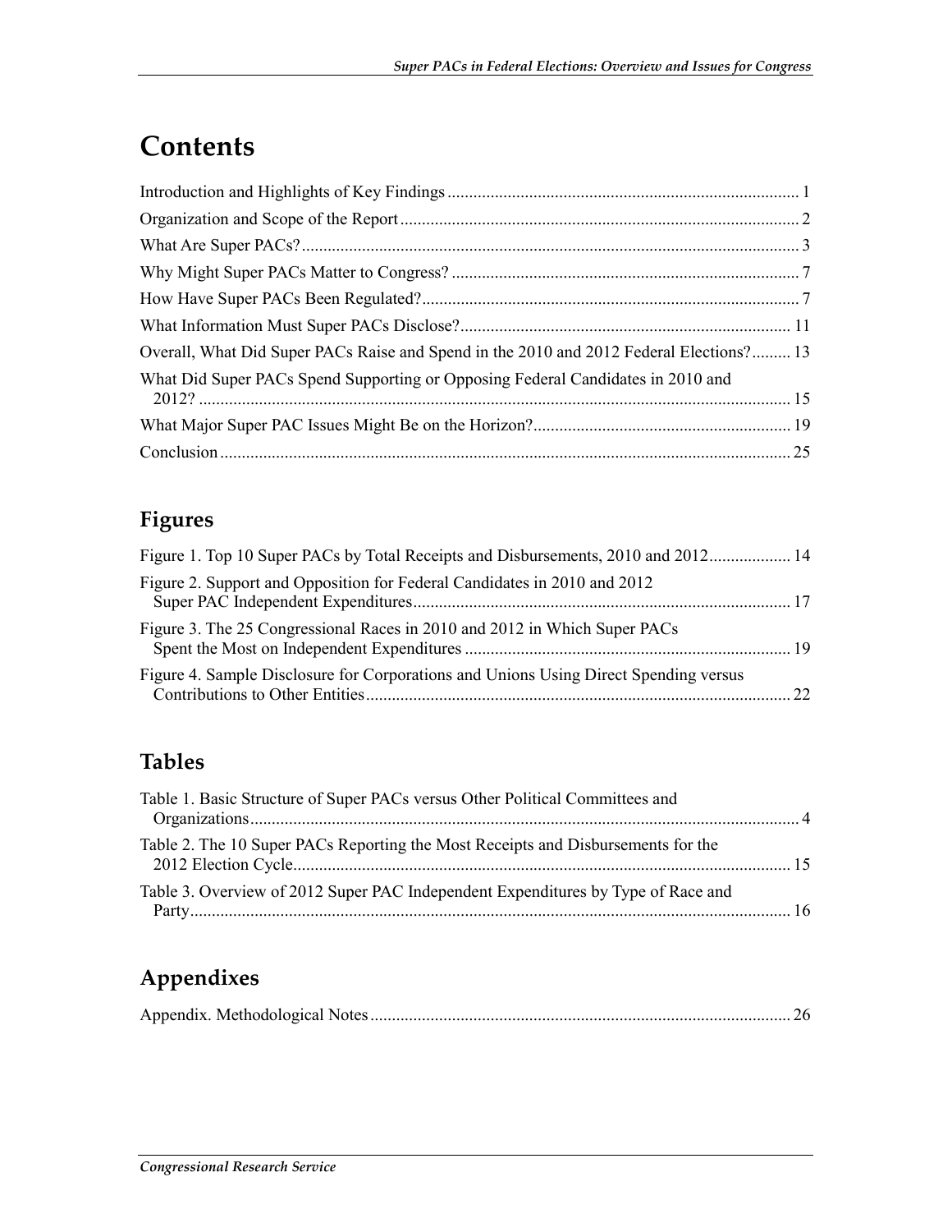# Contents

Introduction and Highlights of Key Findings .......... 1
Organization and Scope of the Report .......... 2
What Are Super PACs? .......... 3
Why Might Super PACs Matter to Congress? .......... 7
How Have Super PACs Been Regulated? .......... 7
What Information Must Super PACs Disclose? .......... 11
Overall, What Did Super PACs Raise and Spend in the 2010 and 2012 Federal Elections? .......... 13
What Did Super PACs Spend Supporting or Opposing Federal Candidates in 2010 and 2012? .......... 15
What Major Super PAC Issues Might Be on the Horizon? .......... 19
Conclusion .......... 25

## Figures

Figure 1. Top 10 Super PACs by Total Receipts and Disbursements, 2010 and 2012 .......... 14
Figure 2. Support and Opposition for Federal Candidates in 2010 and 2012 Super PAC Independent Expenditures .......... 17
Figure 3. The 25 Congressional Races in 2010 and 2012 in Which Super PACs Spent the Most on Independent Expenditures .......... 19
Figure 4. Sample Disclosure for Corporations and Unions Using Direct Spending versus Contributions to Other Entities .......... 22

## Tables

Table 1. Basic Structure of Super PACs versus Other Political Committees and Organizations .......... 4
Table 2. The 10 Super PACs Reporting the Most Receipts and Disbursements for the 2012 Election Cycle .......... 15
Table 3. Overview of 2012 Super PAC Independent Expenditures by Type of Race and Party .......... 16

## Appendixes

Appendix. Methodological Notes .......... 26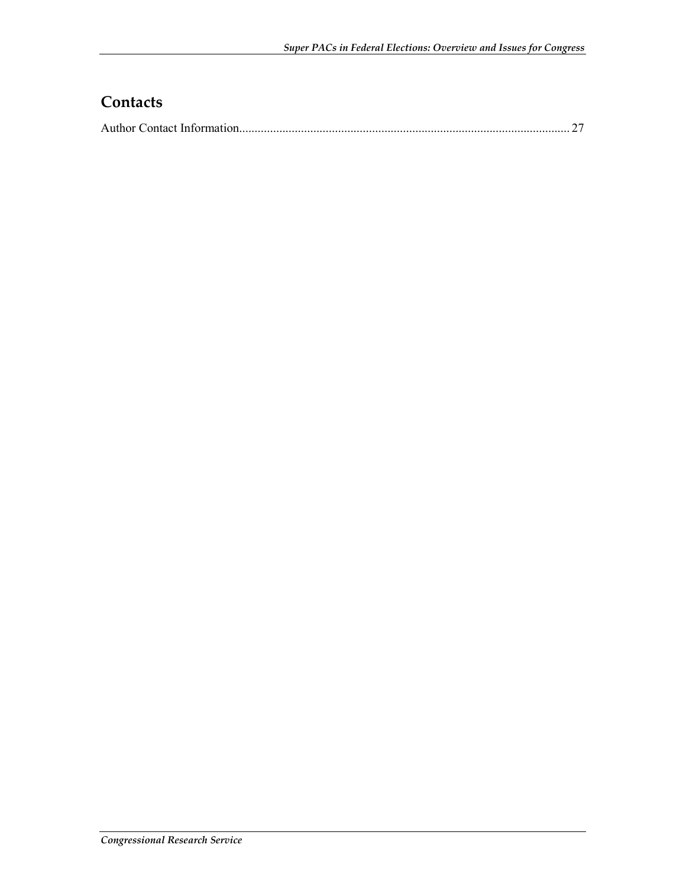## Contacts

Author Contact Information........................................................................................................... 27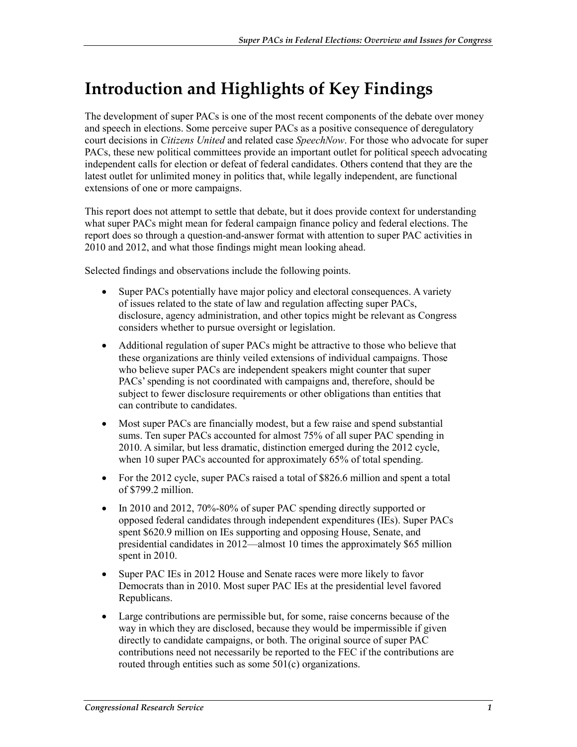# Introduction and Highlights of Key Findings

The development of super PACs is one of the most recent components of the debate over money and speech in elections. Some perceive super PACs as a positive consequence of deregulatory court decisions in *Citizens United* and related case *SpeechNow*. For those who advocate for super PACs, these new political committees provide an important outlet for political speech advocating independent calls for election or defeat of federal candidates. Others contend that they are the latest outlet for unlimited money in politics that, while legally independent, are functional extensions of one or more campaigns.

This report does not attempt to settle that debate, but it does provide context for understanding what super PACs might mean for federal campaign finance policy and federal elections. The report does so through a question-and-answer format with attention to super PAC activities in 2010 and 2012, and what those findings might mean looking ahead.

Selected findings and observations include the following points.

- Super PACs potentially have major policy and electoral consequences. A variety of issues related to the state of law and regulation affecting super PACs, disclosure, agency administration, and other topics might be relevant as Congress considers whether to pursue oversight or legislation.
- Additional regulation of super PACs might be attractive to those who believe that these organizations are thinly veiled extensions of individual campaigns. Those who believe super PACs are independent speakers might counter that super PACs' spending is not coordinated with campaigns and, therefore, should be subject to fewer disclosure requirements or other obligations than entities that can contribute to candidates.
- Most super PACs are financially modest, but a few raise and spend substantial sums. Ten super PACs accounted for almost 75% of all super PAC spending in 2010. A similar, but less dramatic, distinction emerged during the 2012 cycle, when 10 super PACs accounted for approximately 65% of total spending.
- For the 2012 cycle, super PACs raised a total of $826.6 million and spent a total of $799.2 million.
- In 2010 and 2012, 70%-80% of super PAC spending directly supported or opposed federal candidates through independent expenditures (IEs). Super PACs spent $620.9 million on IEs supporting and opposing House, Senate, and presidential candidates in 2012—almost 10 times the approximately $65 million spent in 2010.
- Super PAC IEs in 2012 House and Senate races were more likely to favor Democrats than in 2010. Most super PAC IEs at the presidential level favored Republicans.
- Large contributions are permissible but, for some, raise concerns because of the way in which they are disclosed, because they would be impermissible if given directly to candidate campaigns, or both. The original source of super PAC contributions need not necessarily be reported to the FEC if the contributions are routed through entities such as some 501(c) organizations.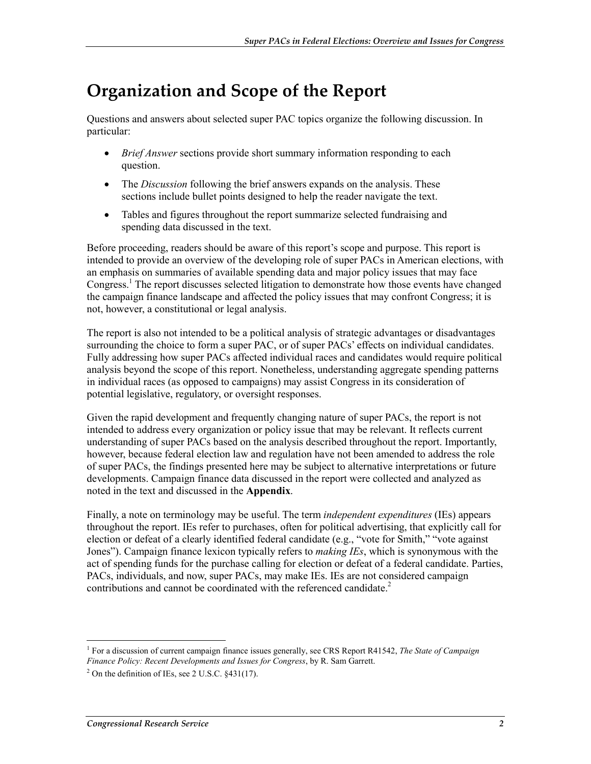# Organization and Scope of the Report

Questions and answers about selected super PAC topics organize the following discussion. In particular:

- *Brief Answer* sections provide short summary information responding to each question.
- The *Discussion* following the brief answers expands on the analysis. These sections include bullet points designed to help the reader navigate the text.
- Tables and figures throughout the report summarize selected fundraising and spending data discussed in the text.

Before proceeding, readers should be aware of this report's scope and purpose. This report is intended to provide an overview of the developing role of super PACs in American elections, with an emphasis on summaries of available spending data and major policy issues that may face Congress.[1] The report discusses selected litigation to demonstrate how those events have changed the campaign finance landscape and affected the policy issues that may confront Congress; it is not, however, a constitutional or legal analysis.

The report is also not intended to be a political analysis of strategic advantages or disadvantages surrounding the choice to form a super PAC, or of super PACs' effects on individual candidates. Fully addressing how super PACs affected individual races and candidates would require political analysis beyond the scope of this report. Nonetheless, understanding aggregate spending patterns in individual races (as opposed to campaigns) may assist Congress in its consideration of potential legislative, regulatory, or oversight responses.

Given the rapid development and frequently changing nature of super PACs, the report is not intended to address every organization or policy issue that may be relevant. It reflects current understanding of super PACs based on the analysis described throughout the report. Importantly, however, because federal election law and regulation have not been amended to address the role of super PACs, the findings presented here may be subject to alternative interpretations or future developments. Campaign finance data discussed in the report were collected and analyzed as noted in the text and discussed in the **Appendix**.

Finally, a note on terminology may be useful. The term *independent expenditures* (IEs) appears throughout the report. IEs refer to purchases, often for political advertising, that explicitly call for election or defeat of a clearly identified federal candidate (e.g., "vote for Smith," "vote against Jones"). Campaign finance lexicon typically refers to *making IEs*, which is synonymous with the act of spending funds for the purchase calling for election or defeat of a federal candidate. Parties, PACs, individuals, and now, super PACs, may make IEs. IEs are not considered campaign contributions and cannot be coordinated with the referenced candidate.[2]

---

[1] For a discussion of current campaign finance issues generally, see CRS Report R41542, *The State of Campaign Finance Policy: Recent Developments and Issues for Congress*, by R. Sam Garrett.

[2] On the definition of IEs, see 2 U.S.C. §431(17).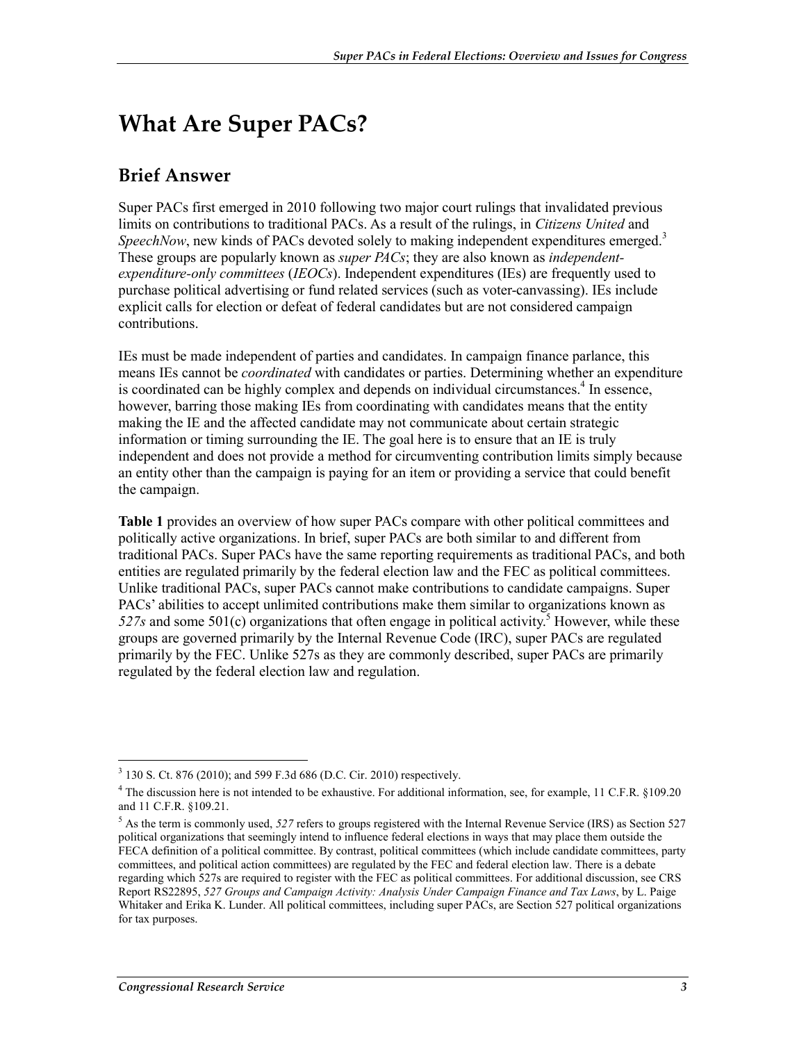# What Are Super PACs?

## Brief Answer

Super PACs first emerged in 2010 following two major court rulings that invalidated previous limits on contributions to traditional PACs. As a result of the rulings, in *Citizens United* and *SpeechNow*, new kinds of PACs devoted solely to making independent expenditures emerged.[3] These groups are popularly known as *super PACs*; they are also known as *independent-expenditure-only committees* (*IEOCs*). Independent expenditures (IEs) are frequently used to purchase political advertising or fund related services (such as voter-canvassing). IEs include explicit calls for election or defeat of federal candidates but are not considered campaign contributions.

IEs must be made independent of parties and candidates. In campaign finance parlance, this means IEs cannot be *coordinated* with candidates or parties. Determining whether an expenditure is coordinated can be highly complex and depends on individual circumstances.[4] In essence, however, barring those making IEs from coordinating with candidates means that the entity making the IE and the affected candidate may not communicate about certain strategic information or timing surrounding the IE. The goal here is to ensure that an IE is truly independent and does not provide a method for circumventing contribution limits simply because an entity other than the campaign is paying for an item or providing a service that could benefit the campaign.

**Table 1** provides an overview of how super PACs compare with other political committees and politically active organizations. In brief, super PACs are both similar to and different from traditional PACs. Super PACs have the same reporting requirements as traditional PACs, and both entities are regulated primarily by the federal election law and the FEC as political committees. Unlike traditional PACs, super PACs cannot make contributions to candidate campaigns. Super PACs' abilities to accept unlimited contributions make them similar to organizations known as *527s* and some 501(c) organizations that often engage in political activity.[5] However, while these groups are governed primarily by the Internal Revenue Code (IRC), super PACs are regulated primarily by the FEC. Unlike 527s as they are commonly described, super PACs are primarily regulated by the federal election law and regulation.

---

[3] 130 S. Ct. 876 (2010); and 599 F.3d 686 (D.C. Cir. 2010) respectively.

[4] The discussion here is not intended to be exhaustive. For additional information, see, for example, 11 C.F.R. §109.20 and 11 C.F.R. §109.21.

[5] As the term is commonly used, *527* refers to groups registered with the Internal Revenue Service (IRS) as Section 527 political organizations that seemingly intend to influence federal elections in ways that may place them outside the FECA definition of a political committee. By contrast, political committees (which include candidate committees, party committees, and political action committees) are regulated by the FEC and federal election law. There is a debate regarding which 527s are required to register with the FEC as political committees. For additional discussion, see CRS Report RS22895, *527 Groups and Campaign Activity: Analysis Under Campaign Finance and Tax Laws*, by L. Paige Whitaker and Erika K. Lunder. All political committees, including super PACs, are Section 527 political organizations for tax purposes.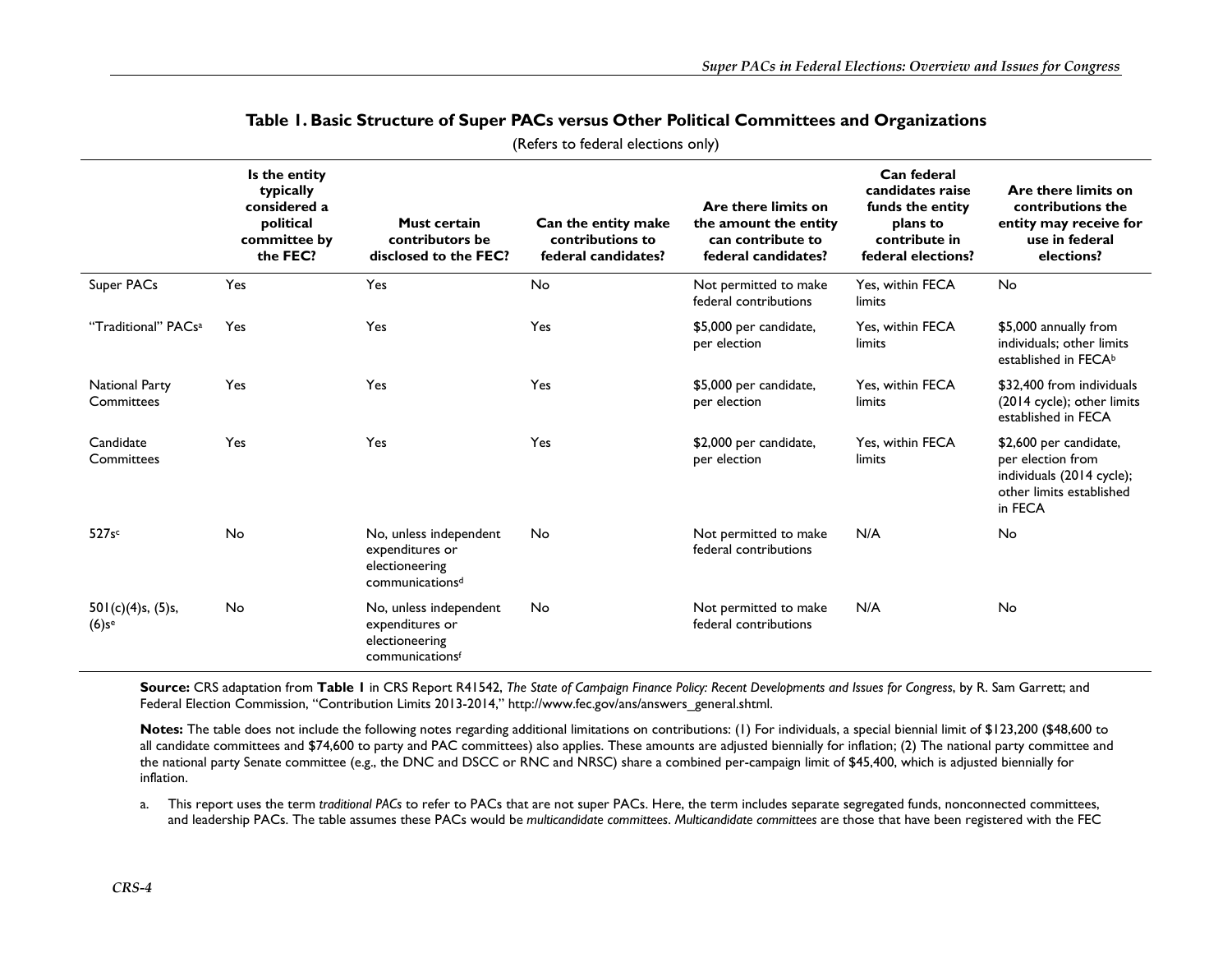**Table 1. Basic Structure of Super PACs versus Other Political Committees and Organizations**

(Refers to federal elections only)

| | Is the entity typically considered a political committee by the FEC? | Must certain contributors be disclosed to the FEC? | Can the entity make contributions to federal candidates? | Are there limits on the amount the entity can contribute to federal candidates? | Can federal candidates raise funds the entity plans to contribute in federal elections? | Are there limits on contributions the entity may receive for use in federal elections? |
|---|---|---|---|---|---|---|
| Super PACs | Yes | Yes | No | Not permitted to make federal contributions | Yes, within FECA limits | No |
| "Traditional" PACs[a] | Yes | Yes | Yes | $5,000 per candidate, per election | Yes, within FECA limits | $5,000 annually from individuals; other limits established in FECA[b] |
| National Party Committees | Yes | Yes | Yes | $5,000 per candidate, per election | Yes, within FECA limits | $32,400 from individuals (2014 cycle); other limits established in FECA |
| Candidate Committees | Yes | Yes | Yes | $2,000 per candidate, per election | Yes, within FECA limits | $2,600 per candidate, per election from individuals (2014 cycle); other limits established in FECA |
| 527s[c] | No | No, unless independent expenditures or electioneering communications[d] | No | Not permitted to make federal contributions | N/A | No |
| 501(c)(4)s, (5)s, (6)s[e] | No | No, unless independent expenditures or electioneering communications[f] | No | Not permitted to make federal contributions | N/A | No |

**Source:** CRS adaptation from **Table 1** in CRS Report R41542, *The State of Campaign Finance Policy: Recent Developments and Issues for Congress*, by R. Sam Garrett; and Federal Election Commission, "Contribution Limits 2013-2014," http://www.fec.gov/ans/answers_general.shtml.

**Notes:** The table does not include the following notes regarding additional limitations on contributions: (1) For individuals, a special biennial limit of $123,200 ($48,600 to all candidate committees and $74,600 to party and PAC committees) also applies. These amounts are adjusted biennially for inflation; (2) The national party committee and the national party Senate committee (e.g., the DNC and DSCC or RNC and NRSC) share a combined per-campaign limit of $45,400, which is adjusted biennially for inflation.

a. This report uses the term *traditional PACs* to refer to PACs that are not super PACs. Here, the term includes separate segregated funds, nonconnected committees, and leadership PACs. The table assumes these PACs would be *multicandidate committees*. *Multicandidate committees* are those that have been registered with the FEC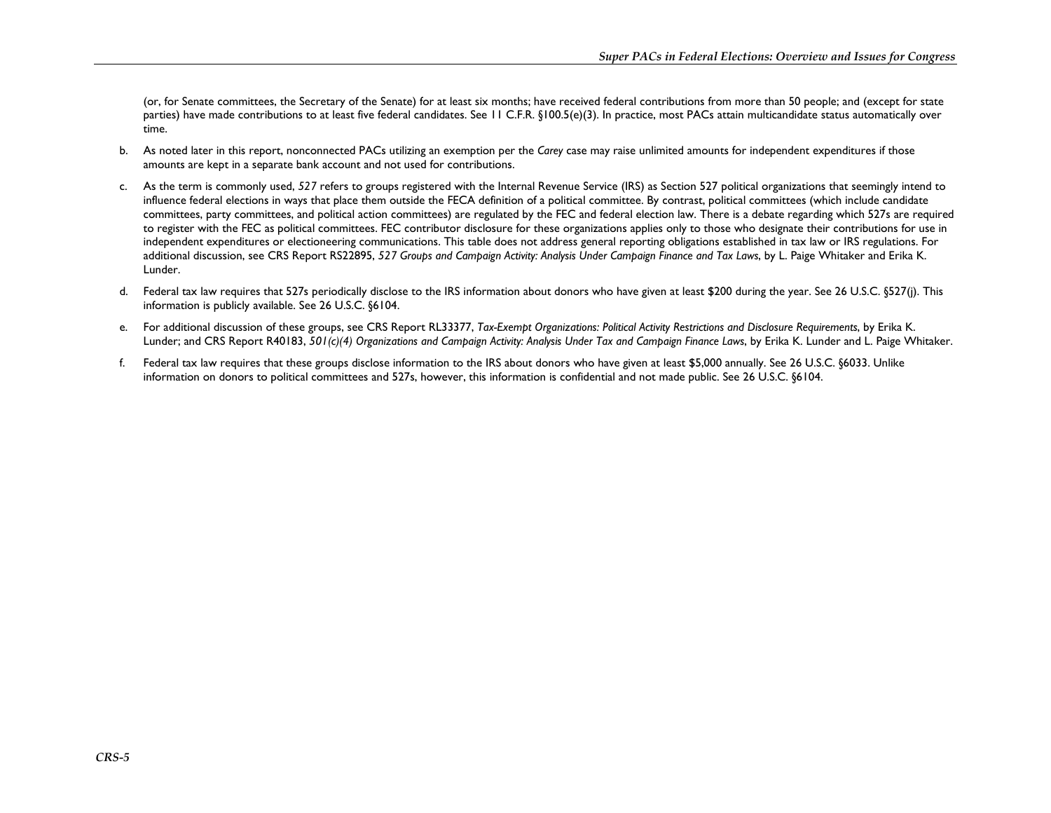(or, for Senate committees, the Secretary of the Senate) for at least six months; have received federal contributions from more than 50 people; and (except for state parties) have made contributions to at least five federal candidates. See 11 C.F.R. §100.5(e)(3). In practice, most PACs attain multicandidate status automatically over time.

b. As noted later in this report, nonconnected PACs utilizing an exemption per the *Carey* case may raise unlimited amounts for independent expenditures if those amounts are kept in a separate bank account and not used for contributions.

c. As the term is commonly used, *527* refers to groups registered with the Internal Revenue Service (IRS) as Section 527 political organizations that seemingly intend to influence federal elections in ways that place them outside the FECA definition of a political committee. By contrast, political committees (which include candidate committees, party committees, and political action committees) are regulated by the FEC and federal election law. There is a debate regarding which 527s are required to register with the FEC as political committees. FEC contributor disclosure for these organizations applies only to those who designate their contributions for use in independent expenditures or electioneering communications. This table does not address general reporting obligations established in tax law or IRS regulations. For additional discussion, see CRS Report RS22895, *527 Groups and Campaign Activity: Analysis Under Campaign Finance and Tax Laws*, by L. Paige Whitaker and Erika K. Lunder.

d. Federal tax law requires that 527s periodically disclose to the IRS information about donors who have given at least $200 during the year. See 26 U.S.C. §527(j). This information is publicly available. See 26 U.S.C. §6104.

e. For additional discussion of these groups, see CRS Report RL33377, *Tax-Exempt Organizations: Political Activity Restrictions and Disclosure Requirements*, by Erika K. Lunder; and CRS Report R40183, *501(c)(4) Organizations and Campaign Activity: Analysis Under Tax and Campaign Finance Laws*, by Erika K. Lunder and L. Paige Whitaker.

f. Federal tax law requires that these groups disclose information to the IRS about donors who have given at least $5,000 annually. See 26 U.S.C. §6033. Unlike information on donors to political committees and 527s, however, this information is confidential and not made public. See 26 U.S.C. §6104.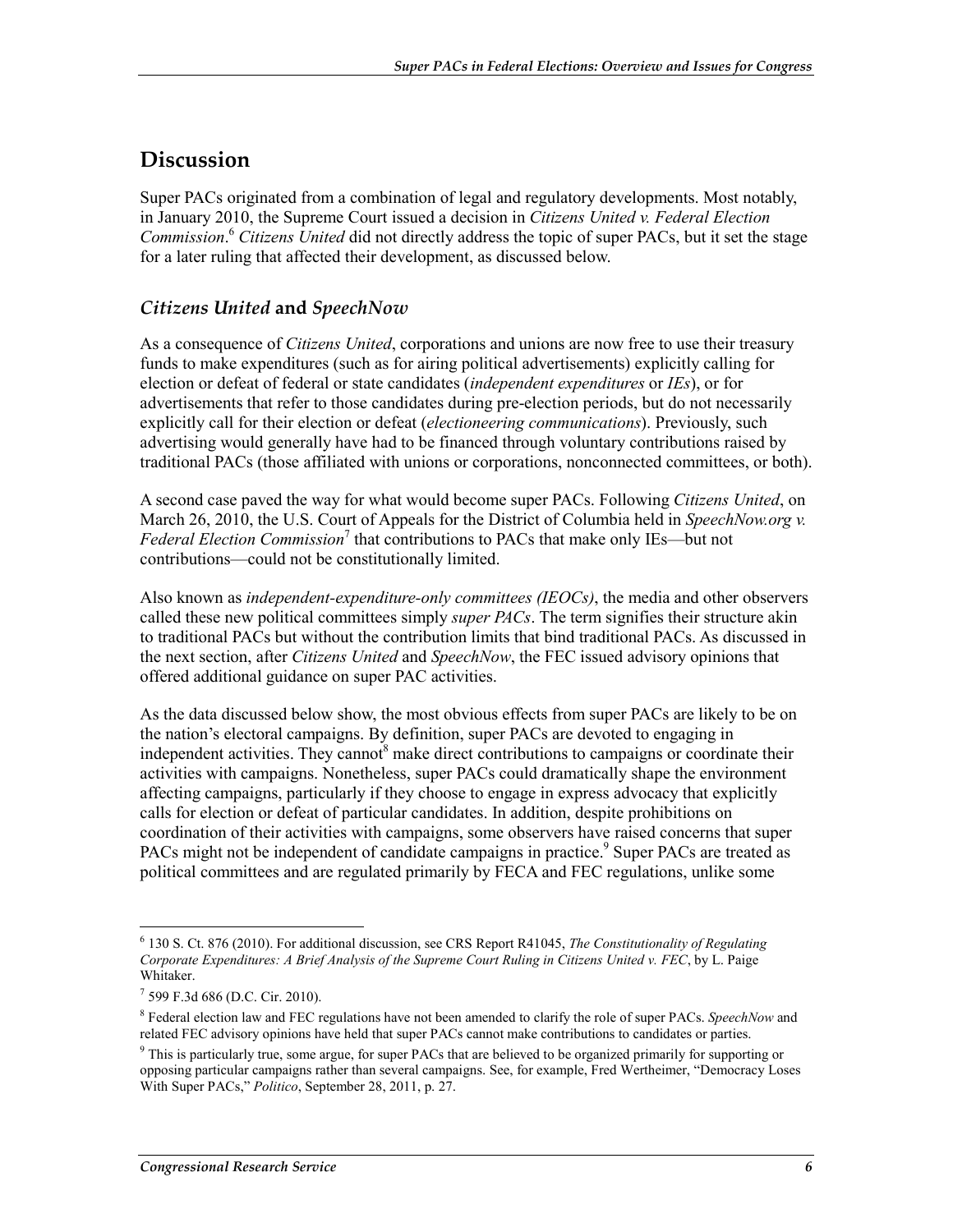## Discussion

Super PACs originated from a combination of legal and regulatory developments. Most notably, in January 2010, the Supreme Court issued a decision in *Citizens United v. Federal Election Commission*.[6] *Citizens United* did not directly address the topic of super PACs, but it set the stage for a later ruling that affected their development, as discussed below.

### *Citizens United* and *SpeechNow*

As a consequence of *Citizens United*, corporations and unions are now free to use their treasury funds to make expenditures (such as for airing political advertisements) explicitly calling for election or defeat of federal or state candidates (*independent expenditures* or *IEs*), or for advertisements that refer to those candidates during pre-election periods, but do not necessarily explicitly call for their election or defeat (*electioneering communications*). Previously, such advertising would generally have had to be financed through voluntary contributions raised by traditional PACs (those affiliated with unions or corporations, nonconnected committees, or both).

A second case paved the way for what would become super PACs. Following *Citizens United*, on March 26, 2010, the U.S. Court of Appeals for the District of Columbia held in *SpeechNow.org v. Federal Election Commission*[7] that contributions to PACs that make only IEs—but not contributions—could not be constitutionally limited.

Also known as *independent-expenditure-only committees (IEOCs)*, the media and other observers called these new political committees simply *super PACs*. The term signifies their structure akin to traditional PACs but without the contribution limits that bind traditional PACs. As discussed in the next section, after *Citizens United* and *SpeechNow*, the FEC issued advisory opinions that offered additional guidance on super PAC activities.

As the data discussed below show, the most obvious effects from super PACs are likely to be on the nation's electoral campaigns. By definition, super PACs are devoted to engaging in independent activities. They cannot[8] make direct contributions to campaigns or coordinate their activities with campaigns. Nonetheless, super PACs could dramatically shape the environment affecting campaigns, particularly if they choose to engage in express advocacy that explicitly calls for election or defeat of particular candidates. In addition, despite prohibitions on coordination of their activities with campaigns, some observers have raised concerns that super PACs might not be independent of candidate campaigns in practice.[9] Super PACs are treated as political committees and are regulated primarily by FECA and FEC regulations, unlike some

---

[6] 130 S. Ct. 876 (2010). For additional discussion, see CRS Report R41045, *The Constitutionality of Regulating Corporate Expenditures: A Brief Analysis of the Supreme Court Ruling in Citizens United v. FEC*, by L. Paige Whitaker.

[7] 599 F.3d 686 (D.C. Cir. 2010).

[8] Federal election law and FEC regulations have not been amended to clarify the role of super PACs. *SpeechNow* and related FEC advisory opinions have held that super PACs cannot make contributions to candidates or parties.

[9] This is particularly true, some argue, for super PACs that are believed to be organized primarily for supporting or opposing particular campaigns rather than several campaigns. See, for example, Fred Wertheimer, "Democracy Loses With Super PACs," *Politico*, September 28, 2011, p. 27.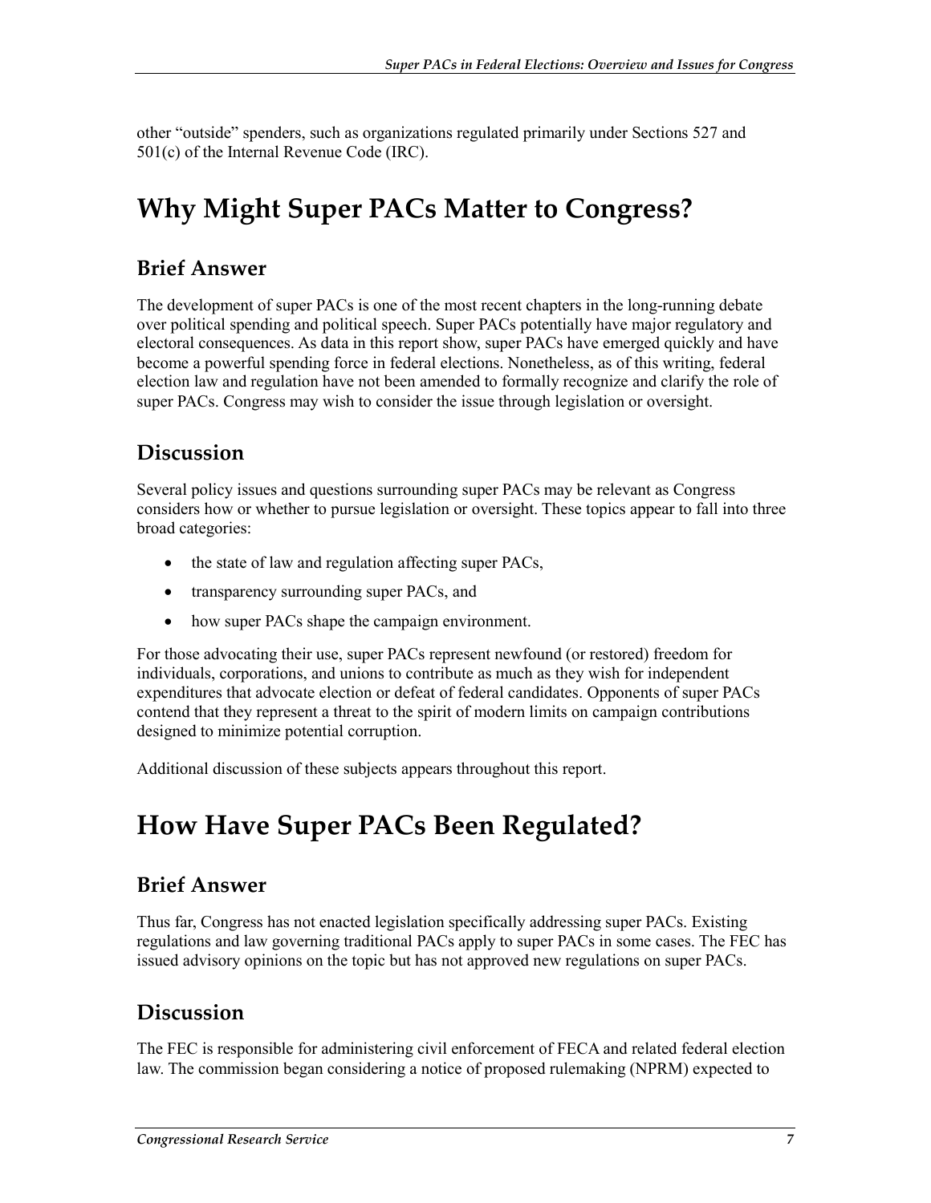other "outside" spenders, such as organizations regulated primarily under Sections 527 and 501(c) of the Internal Revenue Code (IRC).

# Why Might Super PACs Matter to Congress?

## Brief Answer

The development of super PACs is one of the most recent chapters in the long-running debate over political spending and political speech. Super PACs potentially have major regulatory and electoral consequences. As data in this report show, super PACs have emerged quickly and have become a powerful spending force in federal elections. Nonetheless, as of this writing, federal election law and regulation have not been amended to formally recognize and clarify the role of super PACs. Congress may wish to consider the issue through legislation or oversight.

## Discussion

Several policy issues and questions surrounding super PACs may be relevant as Congress considers how or whether to pursue legislation or oversight. These topics appear to fall into three broad categories:

- the state of law and regulation affecting super PACs,
- transparency surrounding super PACs, and
- how super PACs shape the campaign environment.

For those advocating their use, super PACs represent newfound (or restored) freedom for individuals, corporations, and unions to contribute as much as they wish for independent expenditures that advocate election or defeat of federal candidates. Opponents of super PACs contend that they represent a threat to the spirit of modern limits on campaign contributions designed to minimize potential corruption.

Additional discussion of these subjects appears throughout this report.

# How Have Super PACs Been Regulated?

## Brief Answer

Thus far, Congress has not enacted legislation specifically addressing super PACs. Existing regulations and law governing traditional PACs apply to super PACs in some cases. The FEC has issued advisory opinions on the topic but has not approved new regulations on super PACs.

## Discussion

The FEC is responsible for administering civil enforcement of FECA and related federal election law. The commission began considering a notice of proposed rulemaking (NPRM) expected to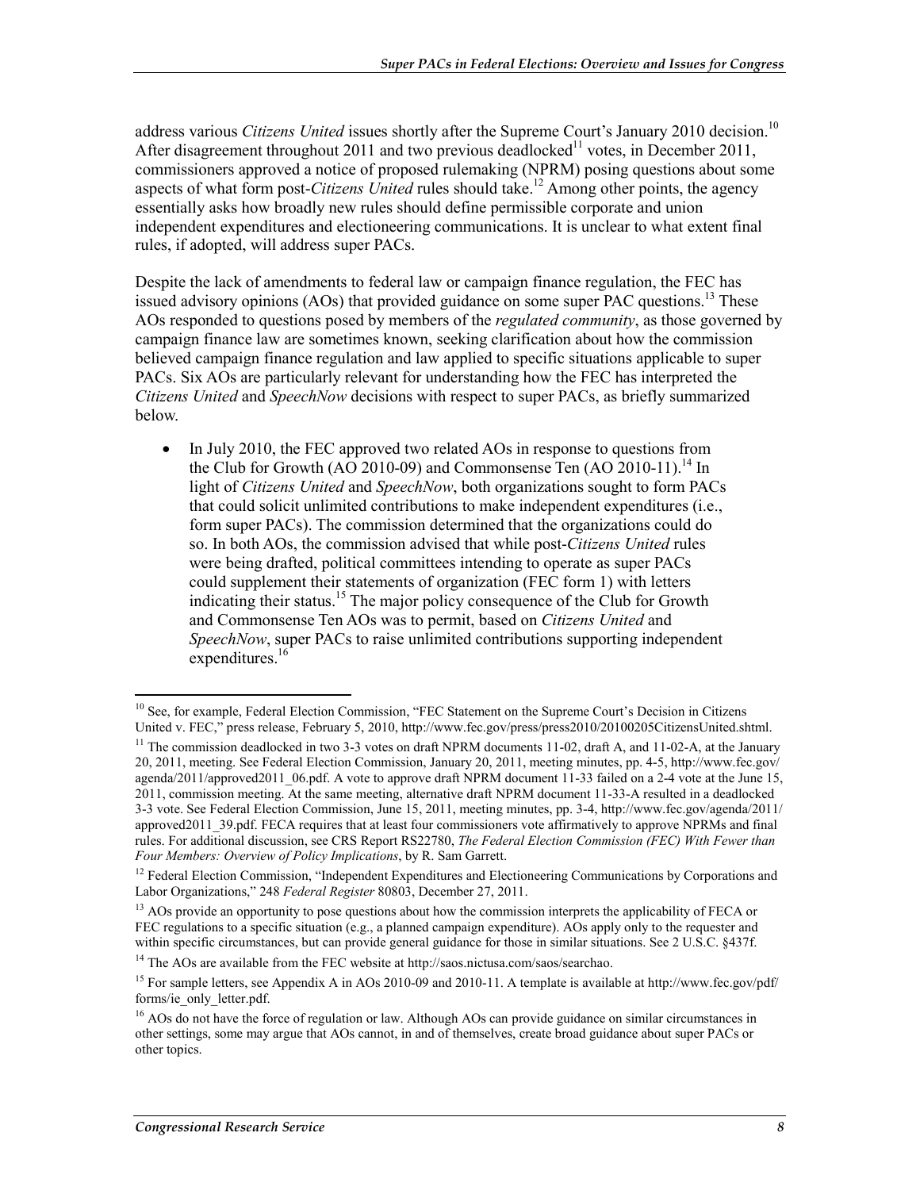address various *Citizens United* issues shortly after the Supreme Court's January 2010 decision.[10] After disagreement throughout 2011 and two previous deadlocked[11] votes, in December 2011, commissioners approved a notice of proposed rulemaking (NPRM) posing questions about some aspects of what form post-*Citizens United* rules should take.[12] Among other points, the agency essentially asks how broadly new rules should define permissible corporate and union independent expenditures and electioneering communications. It is unclear to what extent final rules, if adopted, will address super PACs.

Despite the lack of amendments to federal law or campaign finance regulation, the FEC has issued advisory opinions (AOs) that provided guidance on some super PAC questions.[13] These AOs responded to questions posed by members of the *regulated community*, as those governed by campaign finance law are sometimes known, seeking clarification about how the commission believed campaign finance regulation and law applied to specific situations applicable to super PACs. Six AOs are particularly relevant for understanding how the FEC has interpreted the *Citizens United* and *SpeechNow* decisions with respect to super PACs, as briefly summarized below.

- In July 2010, the FEC approved two related AOs in response to questions from the Club for Growth (AO 2010-09) and Commonsense Ten (AO 2010-11).[14] In light of *Citizens United* and *SpeechNow*, both organizations sought to form PACs that could solicit unlimited contributions to make independent expenditures (i.e., form super PACs). The commission determined that the organizations could do so. In both AOs, the commission advised that while post-*Citizens United* rules were being drafted, political committees intending to operate as super PACs could supplement their statements of organization (FEC form 1) with letters indicating their status.[15] The major policy consequence of the Club for Growth and Commonsense Ten AOs was to permit, based on *Citizens United* and *SpeechNow*, super PACs to raise unlimited contributions supporting independent expenditures.[16]

---

[10] See, for example, Federal Election Commission, "FEC Statement on the Supreme Court's Decision in Citizens United v. FEC," press release, February 5, 2010, http://www.fec.gov/press/press2010/20100205CitizensUnited.shtml.

[11] The commission deadlocked in two 3-3 votes on draft NPRM documents 11-02, draft A, and 11-02-A, at the January 20, 2011, meeting. See Federal Election Commission, January 20, 2011, meeting minutes, pp. 4-5, http://www.fec.gov/agenda/2011/approved2011_06.pdf. A vote to approve draft NPRM document 11-33 failed on a 2-4 vote at the June 15, 2011, commission meeting. At the same meeting, alternative draft NPRM document 11-33-A resulted in a deadlocked 3-3 vote. See Federal Election Commission, June 15, 2011, meeting minutes, pp. 3-4, http://www.fec.gov/agenda/2011/approved2011_39.pdf. FECA requires that at least four commissioners vote affirmatively to approve NPRMs and final rules. For additional discussion, see CRS Report RS22780, *The Federal Election Commission (FEC) With Fewer than Four Members: Overview of Policy Implications*, by R. Sam Garrett.

[12] Federal Election Commission, "Independent Expenditures and Electioneering Communications by Corporations and Labor Organizations," 248 *Federal Register* 80803, December 27, 2011.

[13] AOs provide an opportunity to pose questions about how the commission interprets the applicability of FECA or FEC regulations to a specific situation (e.g., a planned campaign expenditure). AOs apply only to the requester and within specific circumstances, but can provide general guidance for those in similar situations. See 2 U.S.C. §437f.

[14] The AOs are available from the FEC website at http://saos.nictusa.com/saos/searchao.

[15] For sample letters, see Appendix A in AOs 2010-09 and 2010-11. A template is available at http://www.fec.gov/pdf/forms/ie_only_letter.pdf.

[16] AOs do not have the force of regulation or law. Although AOs can provide guidance on similar circumstances in other settings, some may argue that AOs cannot, in and of themselves, create broad guidance about super PACs or other topics.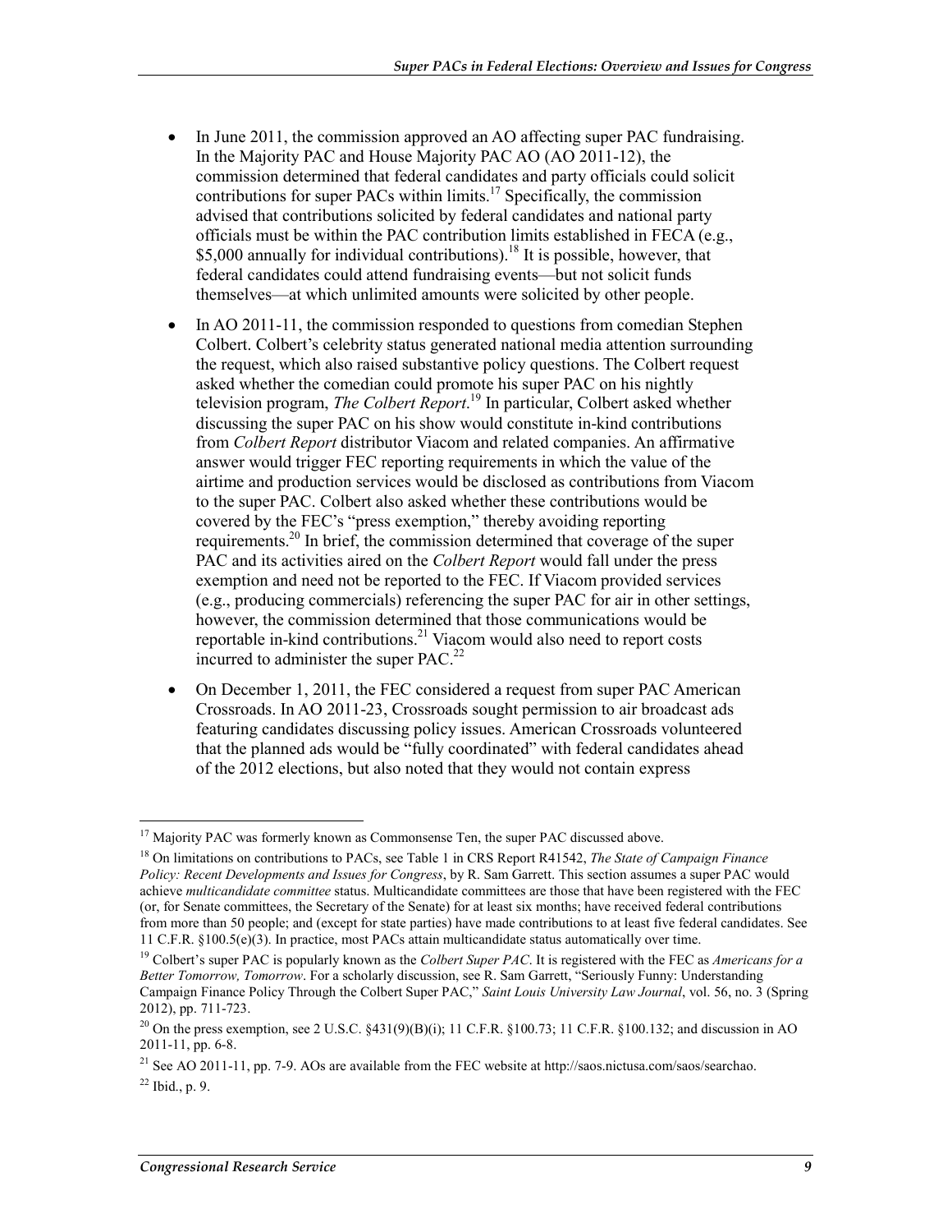- In June 2011, the commission approved an AO affecting super PAC fundraising. In the Majority PAC and House Majority PAC AO (AO 2011-12), the commission determined that federal candidates and party officials could solicit contributions for super PACs within limits.[17] Specifically, the commission advised that contributions solicited by federal candidates and national party officials must be within the PAC contribution limits established in FECA (e.g., $5,000 annually for individual contributions).[18] It is possible, however, that federal candidates could attend fundraising events—but not solicit funds themselves—at which unlimited amounts were solicited by other people.
- In AO 2011-11, the commission responded to questions from comedian Stephen Colbert. Colbert's celebrity status generated national media attention surrounding the request, which also raised substantive policy questions. The Colbert request asked whether the comedian could promote his super PAC on his nightly television program, *The Colbert Report*.[19] In particular, Colbert asked whether discussing the super PAC on his show would constitute in-kind contributions from *Colbert Report* distributor Viacom and related companies. An affirmative answer would trigger FEC reporting requirements in which the value of the airtime and production services would be disclosed as contributions from Viacom to the super PAC. Colbert also asked whether these contributions would be covered by the FEC's "press exemption," thereby avoiding reporting requirements.[20] In brief, the commission determined that coverage of the super PAC and its activities aired on the *Colbert Report* would fall under the press exemption and need not be reported to the FEC. If Viacom provided services (e.g., producing commercials) referencing the super PAC for air in other settings, however, the commission determined that those communications would be reportable in-kind contributions.[21] Viacom would also need to report costs incurred to administer the super PAC.[22]
- On December 1, 2011, the FEC considered a request from super PAC American Crossroads. In AO 2011-23, Crossroads sought permission to air broadcast ads featuring candidates discussing policy issues. American Crossroads volunteered that the planned ads would be "fully coordinated" with federal candidates ahead of the 2012 elections, but also noted that they would not contain express

---

[17] Majority PAC was formerly known as Commonsense Ten, the super PAC discussed above.

[18] On limitations on contributions to PACs, see Table 1 in CRS Report R41542, *The State of Campaign Finance Policy: Recent Developments and Issues for Congress*, by R. Sam Garrett. This section assumes a super PAC would achieve *multicandidate committee* status. Multicandidate committees are those that have been registered with the FEC (or, for Senate committees, the Secretary of the Senate) for at least six months; have received federal contributions from more than 50 people; and (except for state parties) have made contributions to at least five federal candidates. See 11 C.F.R. §100.5(e)(3). In practice, most PACs attain multicandidate status automatically over time.

[19] Colbert's super PAC is popularly known as the *Colbert Super PAC*. It is registered with the FEC as *Americans for a Better Tomorrow, Tomorrow*. For a scholarly discussion, see R. Sam Garrett, "Seriously Funny: Understanding Campaign Finance Policy Through the Colbert Super PAC," *Saint Louis University Law Journal*, vol. 56, no. 3 (Spring 2012), pp. 711-723.

[20] On the press exemption, see 2 U.S.C. §431(9)(B)(i); 11 C.F.R. §100.73; 11 C.F.R. §100.132; and discussion in AO 2011-11, pp. 6-8.

[21] See AO 2011-11, pp. 7-9. AOs are available from the FEC website at http://saos.nictusa.com/saos/searchao.

[22] Ibid., p. 9.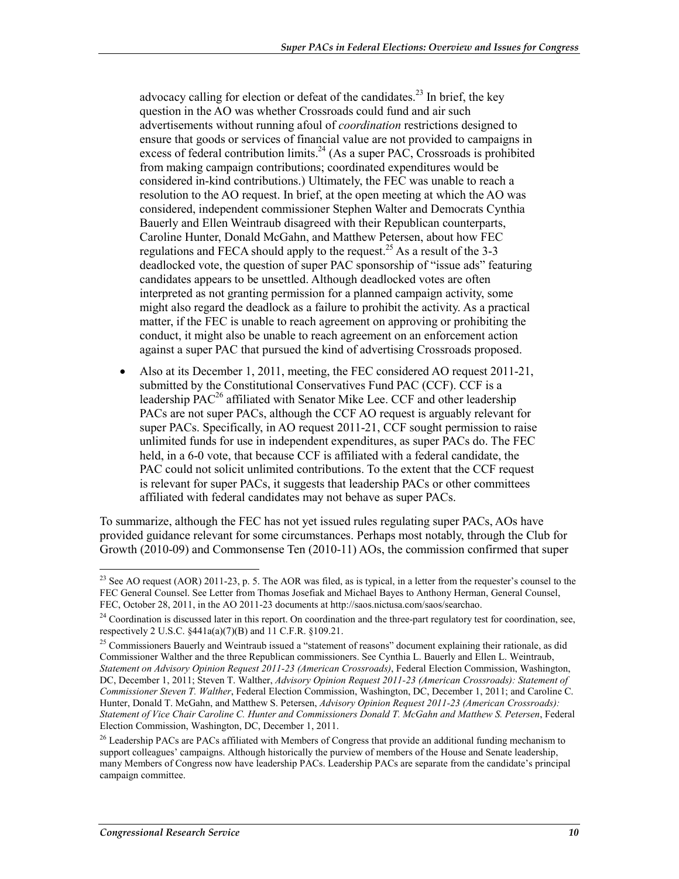advocacy calling for election or defeat of the candidates.[23] In brief, the key question in the AO was whether Crossroads could fund and air such advertisements without running afoul of *coordination* restrictions designed to ensure that goods or services of financial value are not provided to campaigns in excess of federal contribution limits.[24] (As a super PAC, Crossroads is prohibited from making campaign contributions; coordinated expenditures would be considered in-kind contributions.) Ultimately, the FEC was unable to reach a resolution to the AO request. In brief, at the open meeting at which the AO was considered, independent commissioner Stephen Walter and Democrats Cynthia Bauerly and Ellen Weintraub disagreed with their Republican counterparts, Caroline Hunter, Donald McGahn, and Matthew Petersen, about how FEC regulations and FECA should apply to the request.[25] As a result of the 3-3 deadlocked vote, the question of super PAC sponsorship of "issue ads" featuring candidates appears to be unsettled. Although deadlocked votes are often interpreted as not granting permission for a planned campaign activity, some might also regard the deadlock as a failure to prohibit the activity. As a practical matter, if the FEC is unable to reach agreement on approving or prohibiting the conduct, it might also be unable to reach agreement on an enforcement action against a super PAC that pursued the kind of advertising Crossroads proposed.

- Also at its December 1, 2011, meeting, the FEC considered AO request 2011-21, submitted by the Constitutional Conservatives Fund PAC (CCF). CCF is a leadership PAC[26] affiliated with Senator Mike Lee. CCF and other leadership PACs are not super PACs, although the CCF AO request is arguably relevant for super PACs. Specifically, in AO request 2011-21, CCF sought permission to raise unlimited funds for use in independent expenditures, as super PACs do. The FEC held, in a 6-0 vote, that because CCF is affiliated with a federal candidate, the PAC could not solicit unlimited contributions. To the extent that the CCF request is relevant for super PACs, it suggests that leadership PACs or other committees affiliated with federal candidates may not behave as super PACs.

To summarize, although the FEC has not yet issued rules regulating super PACs, AOs have provided guidance relevant for some circumstances. Perhaps most notably, through the Club for Growth (2010-09) and Commonsense Ten (2010-11) AOs, the commission confirmed that super

[23] See AO request (AOR) 2011-23, p. 5. The AOR was filed, as is typical, in a letter from the requester's counsel to the FEC General Counsel. See Letter from Thomas Josefiak and Michael Bayes to Anthony Herman, General Counsel, FEC, October 28, 2011, in the AO 2011-23 documents at http://saos.nictusa.com/saos/searchao.

[24] Coordination is discussed later in this report. On coordination and the three-part regulatory test for coordination, see, respectively 2 U.S.C. §441a(a)(7)(B) and 11 C.F.R. §109.21.

[25] Commissioners Bauerly and Weintraub issued a "statement of reasons" document explaining their rationale, as did Commissioner Walther and the three Republican commissioners. See Cynthia L. Bauerly and Ellen L. Weintraub, *Statement on Advisory Opinion Request 2011-23 (American Crossroads)*, Federal Election Commission, Washington, DC, December 1, 2011; Steven T. Walther, *Advisory Opinion Request 2011-23 (American Crossroads): Statement of Commissioner Steven T. Walther*, Federal Election Commission, Washington, DC, December 1, 2011; and Caroline C. Hunter, Donald T. McGahn, and Matthew S. Petersen, *Advisory Opinion Request 2011-23 (American Crossroads): Statement of Vice Chair Caroline C. Hunter and Commissioners Donald T. McGahn and Matthew S. Petersen*, Federal Election Commission, Washington, DC, December 1, 2011.

[26] Leadership PACs are PACs affiliated with Members of Congress that provide an additional funding mechanism to support colleagues' campaigns. Although historically the purview of members of the House and Senate leadership, many Members of Congress now have leadership PACs. Leadership PACs are separate from the candidate's principal campaign committee.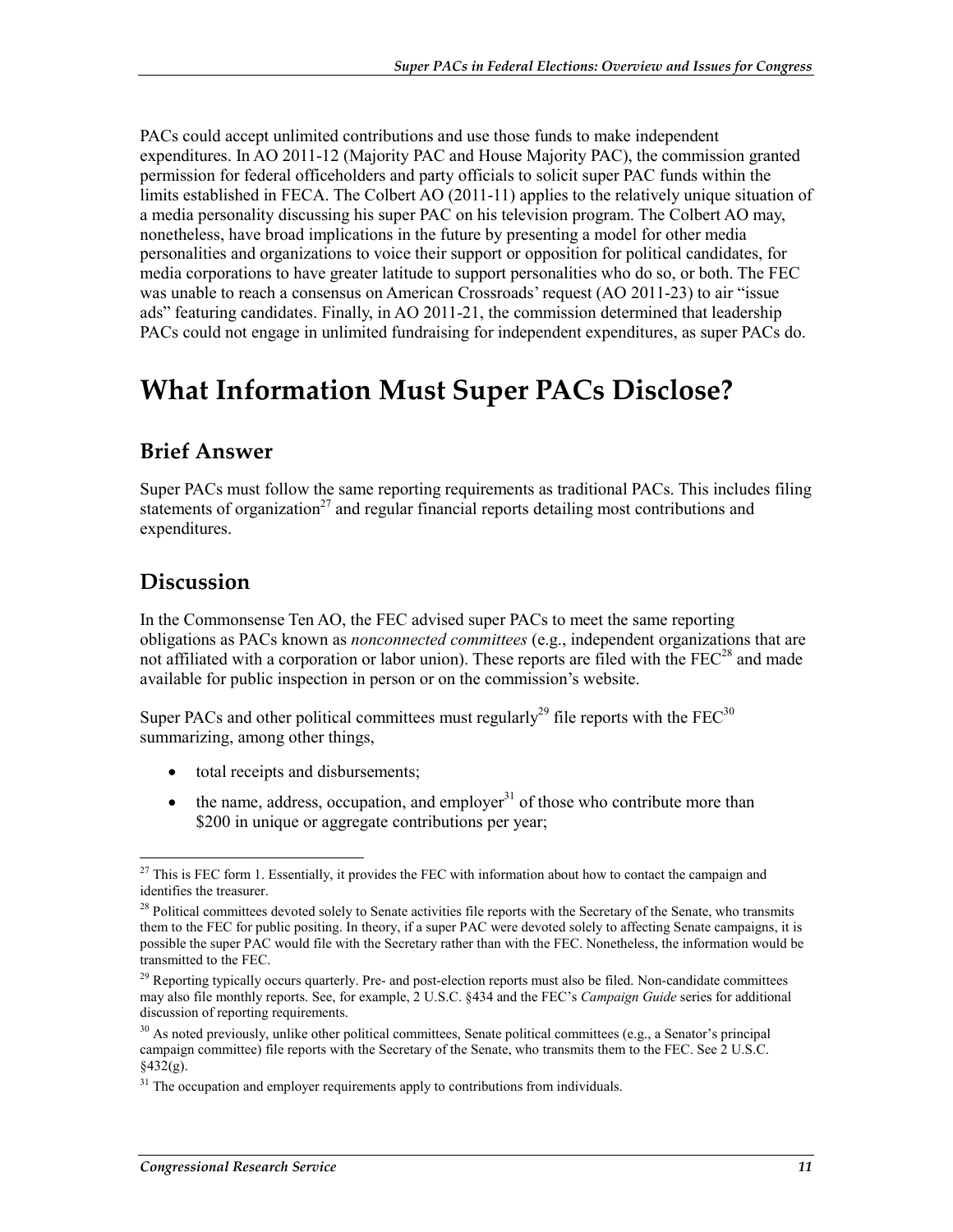PACs could accept unlimited contributions and use those funds to make independent expenditures. In AO 2011-12 (Majority PAC and House Majority PAC), the commission granted permission for federal officeholders and party officials to solicit super PAC funds within the limits established in FECA. The Colbert AO (2011-11) applies to the relatively unique situation of a media personality discussing his super PAC on his television program. The Colbert AO may, nonetheless, have broad implications in the future by presenting a model for other media personalities and organizations to voice their support or opposition for political candidates, for media corporations to have greater latitude to support personalities who do so, or both. The FEC was unable to reach a consensus on American Crossroads' request (AO 2011-23) to air "issue ads" featuring candidates. Finally, in AO 2011-21, the commission determined that leadership PACs could not engage in unlimited fundraising for independent expenditures, as super PACs do.

# What Information Must Super PACs Disclose?

## Brief Answer

Super PACs must follow the same reporting requirements as traditional PACs. This includes filing statements of organization[27] and regular financial reports detailing most contributions and expenditures.

## Discussion

In the Commonsense Ten AO, the FEC advised super PACs to meet the same reporting obligations as PACs known as *nonconnected committees* (e.g., independent organizations that are not affiliated with a corporation or labor union). These reports are filed with the FEC[28] and made available for public inspection in person or on the commission's website.

Super PACs and other political committees must regularly[29] file reports with the FEC[30] summarizing, among other things,

- total receipts and disbursements;
- the name, address, occupation, and employer[31] of those who contribute more than $200 in unique or aggregate contributions per year;

---

[27] This is FEC form 1. Essentially, it provides the FEC with information about how to contact the campaign and identifies the treasurer.

[28] Political committees devoted solely to Senate activities file reports with the Secretary of the Senate, who transmits them to the FEC for public positing. In theory, if a super PAC were devoted solely to affecting Senate campaigns, it is possible the super PAC would file with the Secretary rather than with the FEC. Nonetheless, the information would be transmitted to the FEC.

[29] Reporting typically occurs quarterly. Pre- and post-election reports must also be filed. Non-candidate committees may also file monthly reports. See, for example, 2 U.S.C. §434 and the FEC's *Campaign Guide* series for additional discussion of reporting requirements.

[30] As noted previously, unlike other political committees, Senate political committees (e.g., a Senator's principal campaign committee) file reports with the Secretary of the Senate, who transmits them to the FEC. See 2 U.S.C. §432(g).

[31] The occupation and employer requirements apply to contributions from individuals.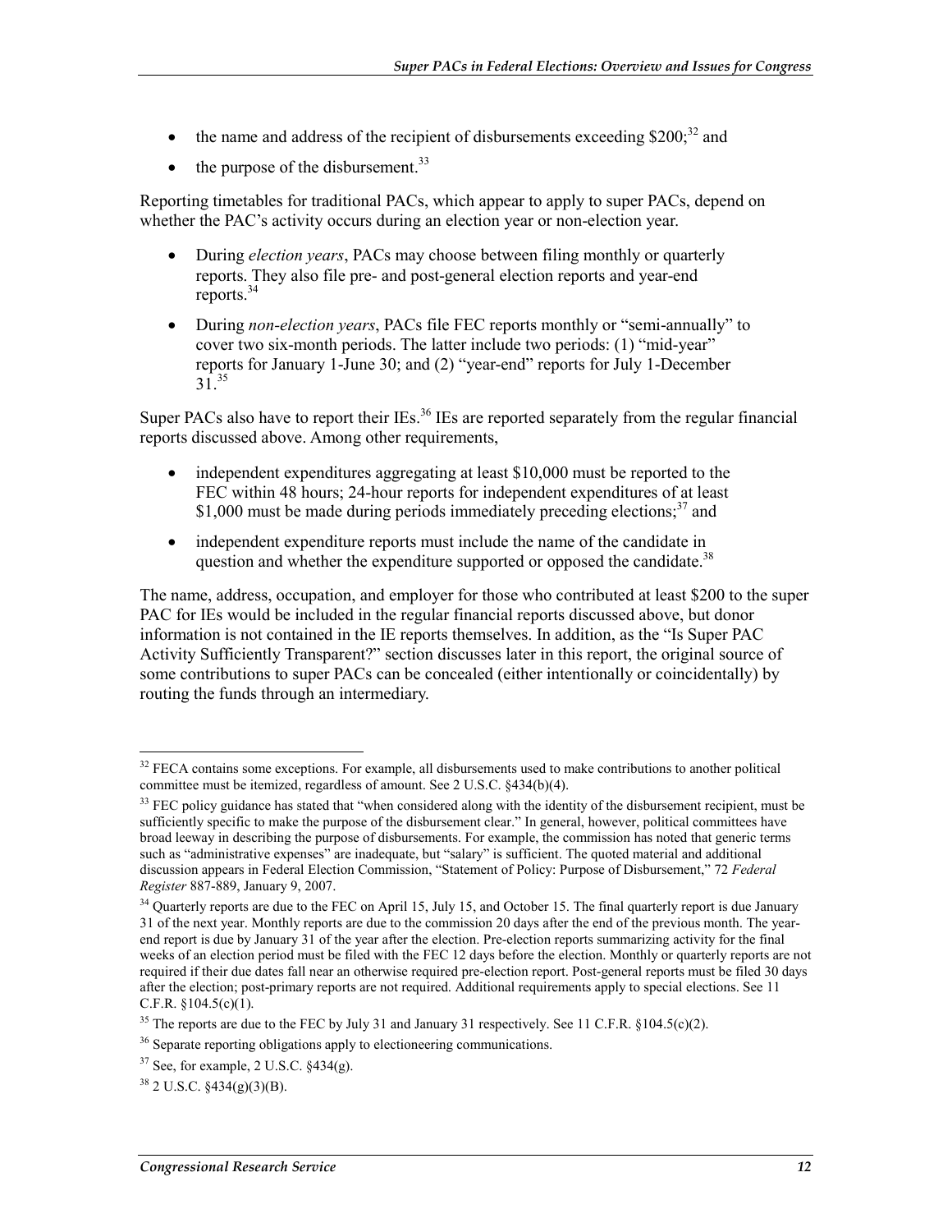- the name and address of the recipient of disbursements exceeding $200;[32] and
- the purpose of the disbursement.[33]

Reporting timetables for traditional PACs, which appear to apply to super PACs, depend on whether the PAC's activity occurs during an election year or non-election year.

- During *election years*, PACs may choose between filing monthly or quarterly reports. They also file pre- and post-general election reports and year-end reports.[34]
- During *non-election years*, PACs file FEC reports monthly or "semi-annually" to cover two six-month periods. The latter include two periods: (1) "mid-year" reports for January 1-June 30; and (2) "year-end" reports for July 1-December 31.[35]

Super PACs also have to report their IEs.[36] IEs are reported separately from the regular financial reports discussed above. Among other requirements,

- independent expenditures aggregating at least $10,000 must be reported to the FEC within 48 hours; 24-hour reports for independent expenditures of at least $1,000 must be made during periods immediately preceding elections;[37] and
- independent expenditure reports must include the name of the candidate in question and whether the expenditure supported or opposed the candidate.[38]

The name, address, occupation, and employer for those who contributed at least $200 to the super PAC for IEs would be included in the regular financial reports discussed above, but donor information is not contained in the IE reports themselves. In addition, as the "Is Super PAC Activity Sufficiently Transparent?" section discusses later in this report, the original source of some contributions to super PACs can be concealed (either intentionally or coincidentally) by routing the funds through an intermediary.

---

[32] FECA contains some exceptions. For example, all disbursements used to make contributions to another political committee must be itemized, regardless of amount. See 2 U.S.C. §434(b)(4).

[33] FEC policy guidance has stated that "when considered along with the identity of the disbursement recipient, must be sufficiently specific to make the purpose of the disbursement clear." In general, however, political committees have broad leeway in describing the purpose of disbursements. For example, the commission has noted that generic terms such as "administrative expenses" are inadequate, but "salary" is sufficient. The quoted material and additional discussion appears in Federal Election Commission, "Statement of Policy: Purpose of Disbursement," 72 *Federal Register* 887-889, January 9, 2007.

[34] Quarterly reports are due to the FEC on April 15, July 15, and October 15. The final quarterly report is due January 31 of the next year. Monthly reports are due to the commission 20 days after the end of the previous month. The year-end report is due by January 31 of the year after the election. Pre-election reports summarizing activity for the final weeks of an election period must be filed with the FEC 12 days before the election. Monthly or quarterly reports are not required if their due dates fall near an otherwise required pre-election report. Post-general reports must be filed 30 days after the election; post-primary reports are not required. Additional requirements apply to special elections. See 11 C.F.R. §104.5(c)(1).

[35] The reports are due to the FEC by July 31 and January 31 respectively. See 11 C.F.R. §104.5(c)(2).

[36] Separate reporting obligations apply to electioneering communications.

[37] See, for example, 2 U.S.C. §434(g).

[38] 2 U.S.C. §434(g)(3)(B).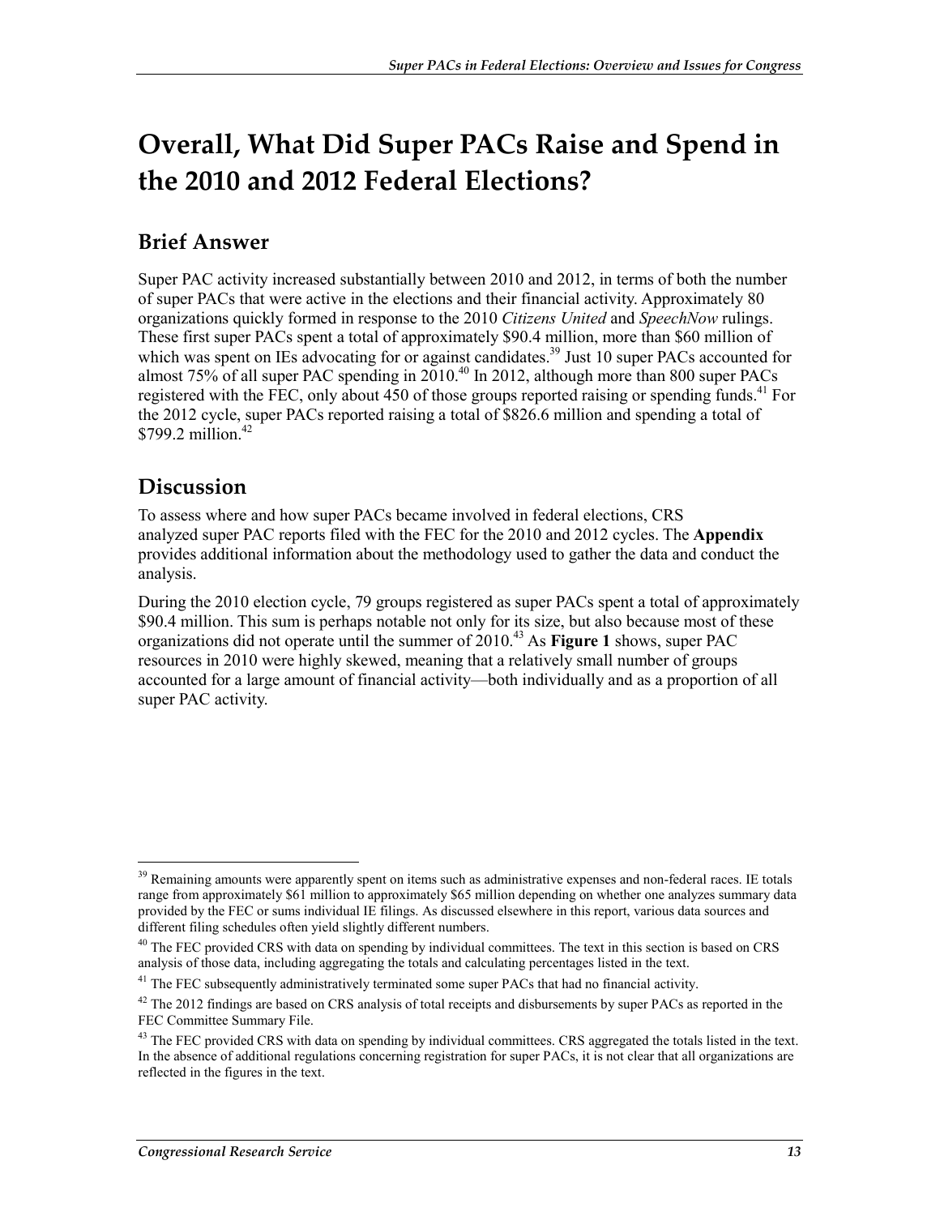# Overall, What Did Super PACs Raise and Spend in the 2010 and 2012 Federal Elections?

## Brief Answer

Super PAC activity increased substantially between 2010 and 2012, in terms of both the number of super PACs that were active in the elections and their financial activity. Approximately 80 organizations quickly formed in response to the 2010 *Citizens United* and *SpeechNow* rulings. These first super PACs spent a total of approximately $90.4 million, more than $60 million of which was spent on IEs advocating for or against candidates.[39] Just 10 super PACs accounted for almost 75% of all super PAC spending in 2010.[40] In 2012, although more than 800 super PACs registered with the FEC, only about 450 of those groups reported raising or spending funds.[41] For the 2012 cycle, super PACs reported raising a total of $826.6 million and spending a total of $799.2 million.[42]

## Discussion

To assess where and how super PACs became involved in federal elections, CRS analyzed super PAC reports filed with the FEC for the 2010 and 2012 cycles. The **Appendix** provides additional information about the methodology used to gather the data and conduct the analysis.

During the 2010 election cycle, 79 groups registered as super PACs spent a total of approximately $90.4 million. This sum is perhaps notable not only for its size, but also because most of these organizations did not operate until the summer of 2010.[43] As **Figure 1** shows, super PAC resources in 2010 were highly skewed, meaning that a relatively small number of groups accounted for a large amount of financial activity—both individually and as a proportion of all super PAC activity.

---

[39] Remaining amounts were apparently spent on items such as administrative expenses and non-federal races. IE totals range from approximately $61 million to approximately $65 million depending on whether one analyzes summary data provided by the FEC or sums individual IE filings. As discussed elsewhere in this report, various data sources and different filing schedules often yield slightly different numbers.

[40] The FEC provided CRS with data on spending by individual committees. The text in this section is based on CRS analysis of those data, including aggregating the totals and calculating percentages listed in the text.

[41] The FEC subsequently administratively terminated some super PACs that had no financial activity.

[42] The 2012 findings are based on CRS analysis of total receipts and disbursements by super PACs as reported in the FEC Committee Summary File.

[43] The FEC provided CRS with data on spending by individual committees. CRS aggregated the totals listed in the text. In the absence of additional regulations concerning registration for super PACs, it is not clear that all organizations are reflected in the figures in the text.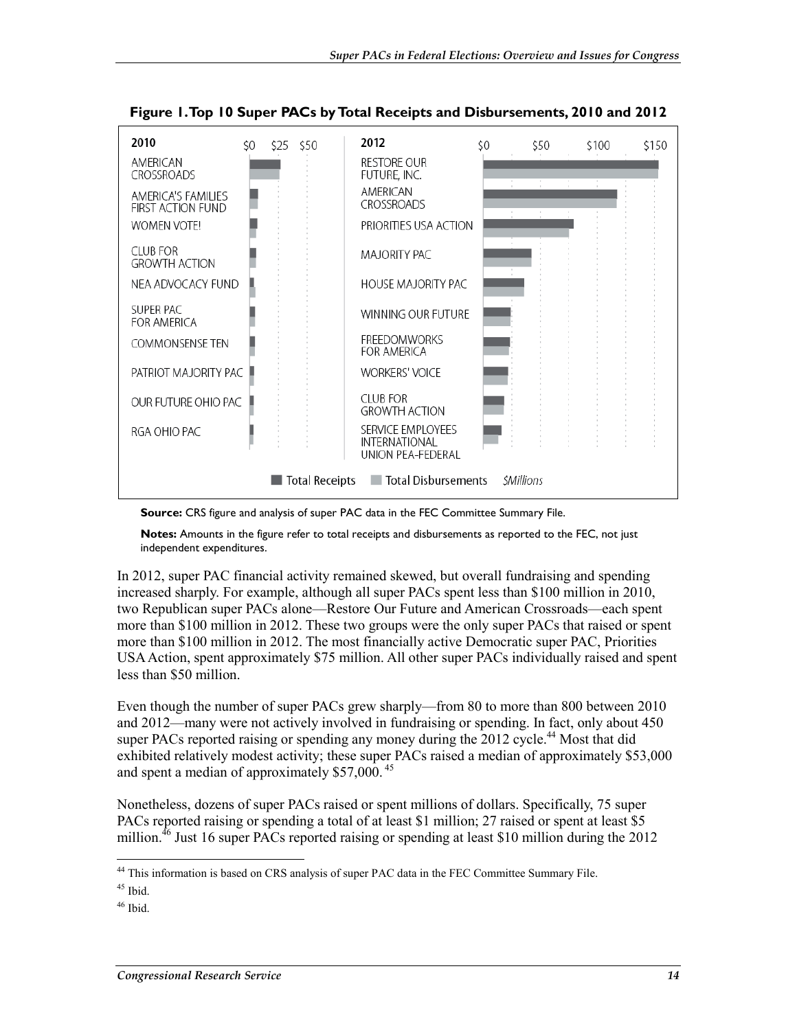**Figure 1. Top 10 Super PACs by Total Receipts and Disbursements, 2010 and 2012**

**Source:** CRS figure and analysis of super PAC data in the FEC Committee Summary File.

**Notes:** Amounts in the figure refer to total receipts and disbursements as reported to the FEC, not just independent expenditures.

In 2012, super PAC financial activity remained skewed, but overall fundraising and spending increased sharply. For example, although all super PACs spent less than $100 million in 2010, two Republican super PACs alone—Restore Our Future and American Crossroads—each spent more than $100 million in 2012. These two groups were the only super PACs that raised or spent more than $100 million in 2012. The most financially active Democratic super PAC, Priorities USA Action, spent approximately $75 million. All other super PACs individually raised and spent less than $50 million.

Even though the number of super PACs grew sharply—from 80 to more than 800 between 2010 and 2012—many were not actively involved in fundraising or spending. In fact, only about 450 super PACs reported raising or spending any money during the 2012 cycle.[44] Most that did exhibited relatively modest activity; these super PACs raised a median of approximately $53,000 and spent a median of approximately $57,000.[45]

Nonetheless, dozens of super PACs raised or spent millions of dollars. Specifically, 75 super PACs reported raising or spending a total of at least $1 million; 27 raised or spent at least $5 million.[46] Just 16 super PACs reported raising or spending at least $10 million during the 2012

---

[44] This information is based on CRS analysis of super PAC data in the FEC Committee Summary File.

[45] Ibid.

[46] Ibid.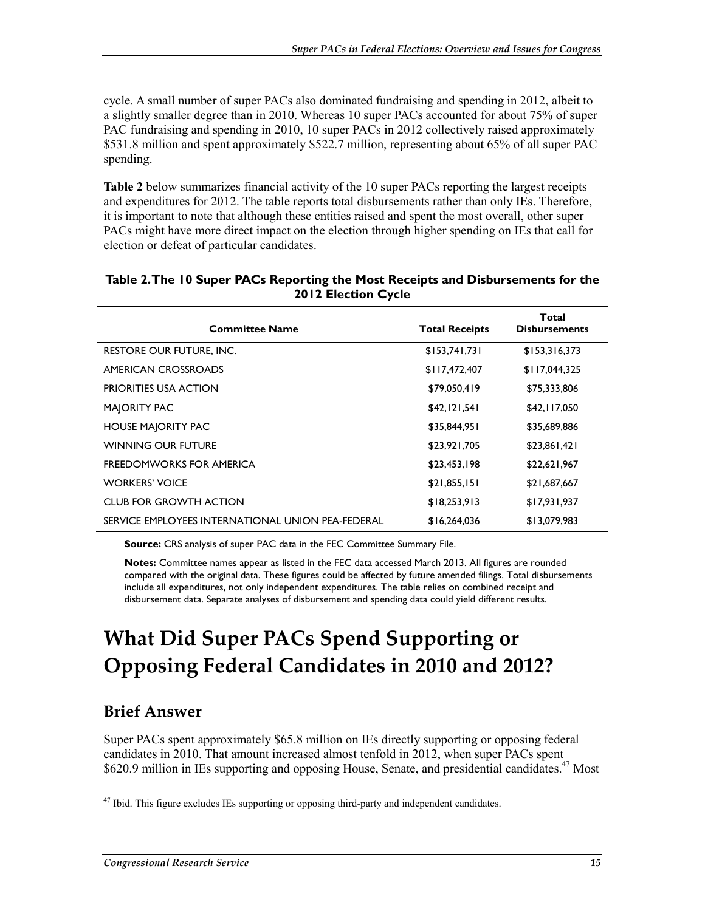cycle. A small number of super PACs also dominated fundraising and spending in 2012, albeit to a slightly smaller degree than in 2010. Whereas 10 super PACs accounted for about 75% of super PAC fundraising and spending in 2010, 10 super PACs in 2012 collectively raised approximately $531.8 million and spent approximately $522.7 million, representing about 65% of all super PAC spending.

**Table 2** below summarizes financial activity of the 10 super PACs reporting the largest receipts and expenditures for 2012. The table reports total disbursements rather than only IEs. Therefore, it is important to note that although these entities raised and spent the most overall, other super PACs might have more direct impact on the election through higher spending on IEs that call for election or defeat of particular candidates.

**Table 2. The 10 Super PACs Reporting the Most Receipts and Disbursements for the 2012 Election Cycle**

| Committee Name | Total Receipts | Total Disbursements |
|---|---|---|
| RESTORE OUR FUTURE, INC. | $153,741,731 | $153,316,373 |
| AMERICAN CROSSROADS | $117,472,407 | $117,044,325 |
| PRIORITIES USA ACTION | $79,050,419 | $75,333,806 |
| MAJORITY PAC | $42,121,541 | $42,117,050 |
| HOUSE MAJORITY PAC | $35,844,951 | $35,689,886 |
| WINNING OUR FUTURE | $23,921,705 | $23,861,421 |
| FREEDOMWORKS FOR AMERICA | $23,453,198 | $22,621,967 |
| WORKERS' VOICE | $21,855,151 | $21,687,667 |
| CLUB FOR GROWTH ACTION | $18,253,913 | $17,931,937 |
| SERVICE EMPLOYEES INTERNATIONAL UNION PEA-FEDERAL | $16,264,036 | $13,079,983 |

**Source:** CRS analysis of super PAC data in the FEC Committee Summary File.

**Notes:** Committee names appear as listed in the FEC data accessed March 2013. All figures are rounded compared with the original data. These figures could be affected by future amended filings. Total disbursements include all expenditures, not only independent expenditures. The table relies on combined receipt and disbursement data. Separate analyses of disbursement and spending data could yield different results.

# What Did Super PACs Spend Supporting or Opposing Federal Candidates in 2010 and 2012?

## Brief Answer

Super PACs spent approximately $65.8 million on IEs directly supporting or opposing federal candidates in 2010. That amount increased almost tenfold in 2012, when super PACs spent $620.9 million in IEs supporting and opposing House, Senate, and presidential candidates.[47] Most

[47] Ibid. This figure excludes IEs supporting or opposing third-party and independent candidates.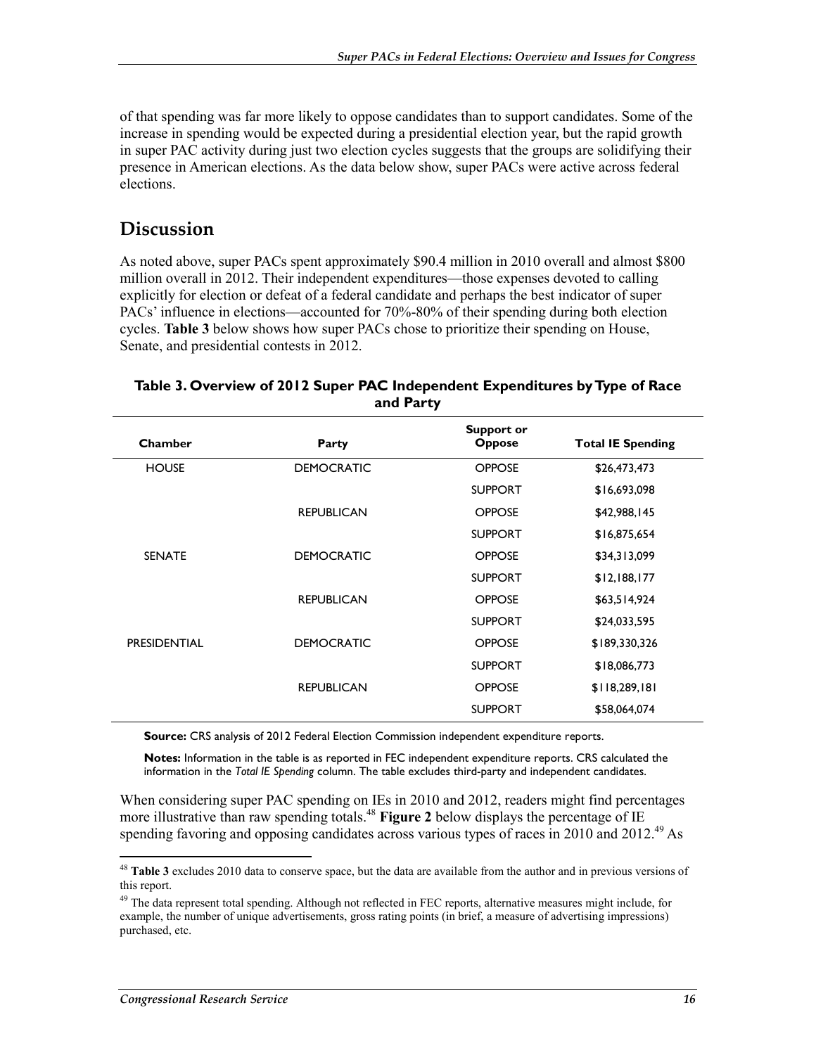of that spending was far more likely to oppose candidates than to support candidates. Some of the increase in spending would be expected during a presidential election year, but the rapid growth in super PAC activity during just two election cycles suggests that the groups are solidifying their presence in American elections. As the data below show, super PACs were active across federal elections.

## Discussion

As noted above, super PACs spent approximately $90.4 million in 2010 overall and almost $800 million overall in 2012. Their independent expenditures—those expenses devoted to calling explicitly for election or defeat of a federal candidate and perhaps the best indicator of super PACs' influence in elections—accounted for 70%-80% of their spending during both election cycles. **Table 3** below shows how super PACs chose to prioritize their spending on House, Senate, and presidential contests in 2012.

**Table 3. Overview of 2012 Super PAC Independent Expenditures by Type of Race and Party**

| Chamber | Party | Support or Oppose | Total IE Spending |
|---|---|---|---|
| HOUSE | DEMOCRATIC | OPPOSE | $26,473,473 |
| | | SUPPORT | $16,693,098 |
| | REPUBLICAN | OPPOSE | $42,988,145 |
| | | SUPPORT | $16,875,654 |
| SENATE | DEMOCRATIC | OPPOSE | $34,313,099 |
| | | SUPPORT | $12,188,177 |
| | REPUBLICAN | OPPOSE | $63,514,924 |
| | | SUPPORT | $24,033,595 |
| PRESIDENTIAL | DEMOCRATIC | OPPOSE | $189,330,326 |
| | | SUPPORT | $18,086,773 |
| | REPUBLICAN | OPPOSE | $118,289,181 |
| | | SUPPORT | $58,064,074 |

**Source:** CRS analysis of 2012 Federal Election Commission independent expenditure reports.

**Notes:** Information in the table is as reported in FEC independent expenditure reports. CRS calculated the information in the *Total IE Spending* column. The table excludes third-party and independent candidates.

When considering super PAC spending on IEs in 2010 and 2012, readers might find percentages more illustrative than raw spending totals.[48] **Figure 2** below displays the percentage of IE spending favoring and opposing candidates across various types of races in 2010 and 2012.[49] As

[48] **Table 3** excludes 2010 data to conserve space, but the data are available from the author and in previous versions of this report.

[49] The data represent total spending. Although not reflected in FEC reports, alternative measures might include, for example, the number of unique advertisements, gross rating points (in brief, a measure of advertising impressions) purchased, etc.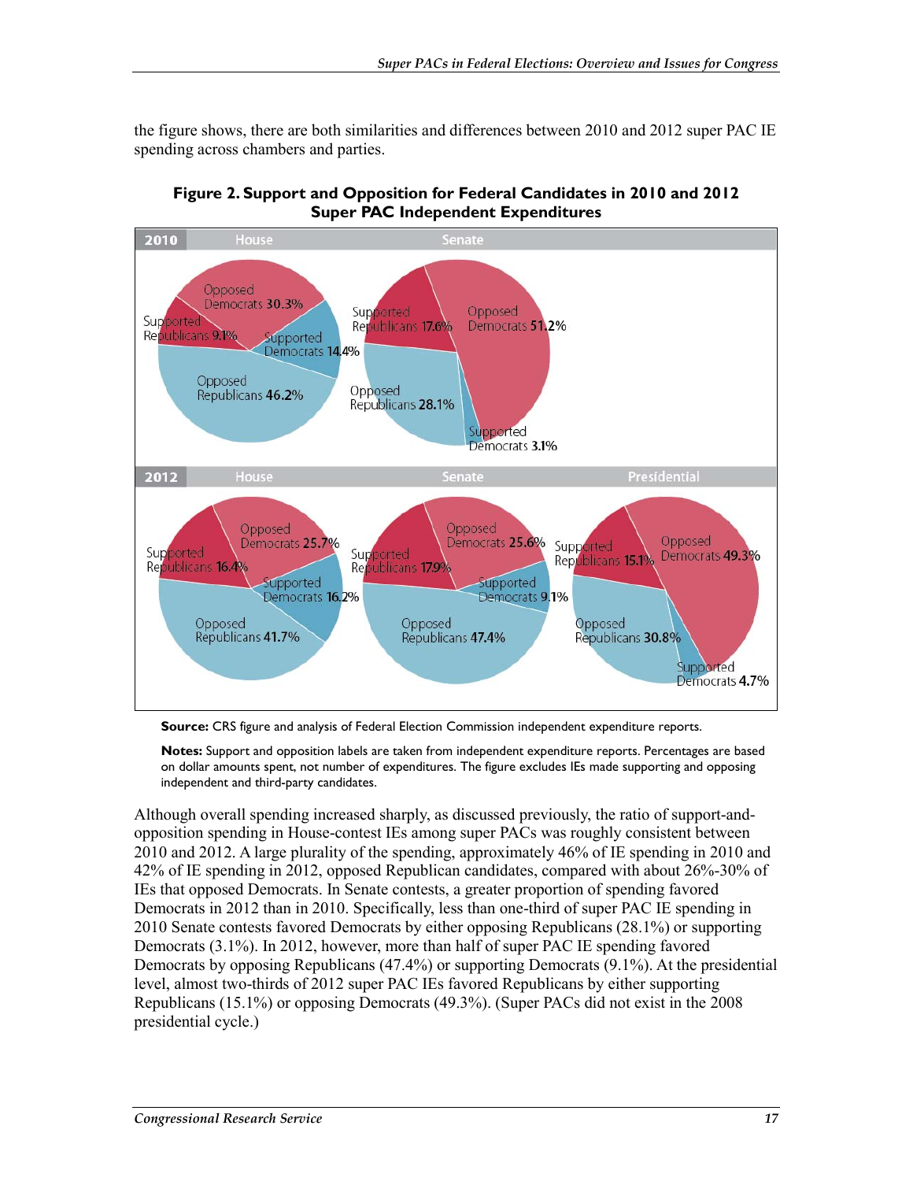the figure shows, there are both similarities and differences between 2010 and 2012 super PAC IE spending across chambers and parties.

**Figure 2. Support and Opposition for Federal Candidates in 2010 and 2012 Super PAC Independent Expenditures**

**Source:** CRS figure and analysis of Federal Election Commission independent expenditure reports.

**Notes:** Support and opposition labels are taken from independent expenditure reports. Percentages are based on dollar amounts spent, not number of expenditures. The figure excludes IEs made supporting and opposing independent and third-party candidates.

Although overall spending increased sharply, as discussed previously, the ratio of support-and-opposition spending in House-contest IEs among super PACs was roughly consistent between 2010 and 2012. A large plurality of the spending, approximately 46% of IE spending in 2010 and 42% of IE spending in 2012, opposed Republican candidates, compared with about 26%-30% of IEs that opposed Democrats. In Senate contests, a greater proportion of spending favored Democrats in 2012 than in 2010. Specifically, less than one-third of super PAC IE spending in 2010 Senate contests favored Democrats by either opposing Republicans (28.1%) or supporting Democrats (3.1%). In 2012, however, more than half of super PAC IE spending favored Democrats by opposing Republicans (47.4%) or supporting Democrats (9.1%). At the presidential level, almost two-thirds of 2012 super PAC IEs favored Republicans by either supporting Republicans (15.1%) or opposing Democrats (49.3%). (Super PACs did not exist in the 2008 presidential cycle.)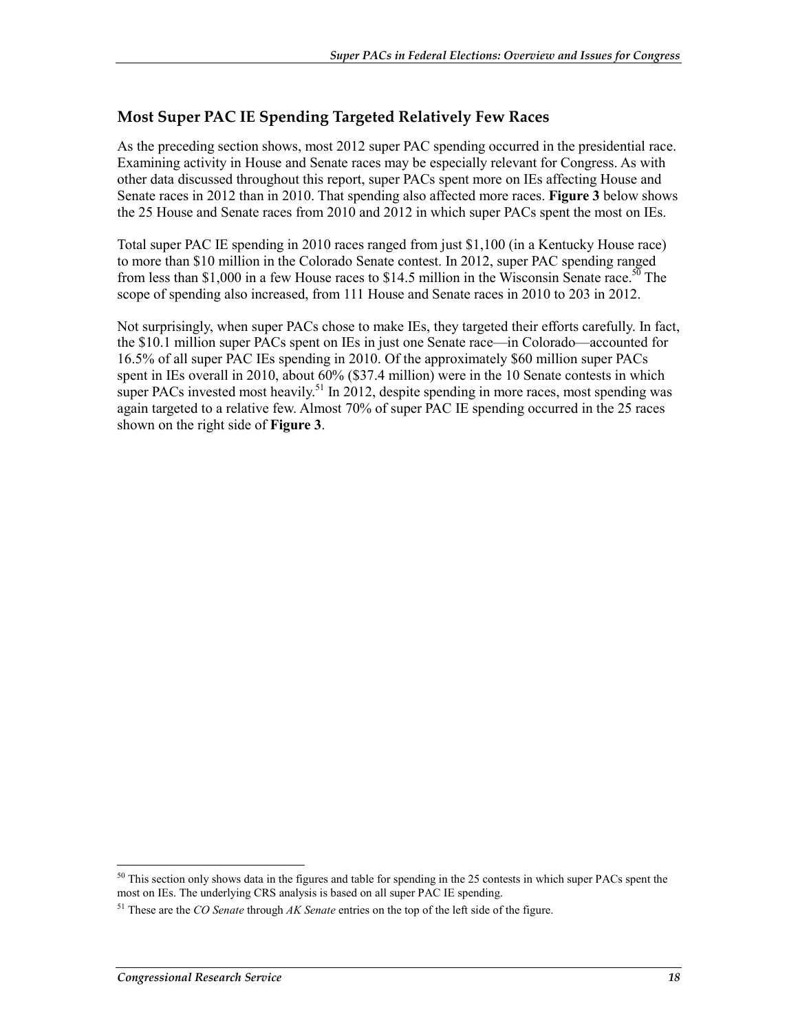## Most Super PAC IE Spending Targeted Relatively Few Races

As the preceding section shows, most 2012 super PAC spending occurred in the presidential race. Examining activity in House and Senate races may be especially relevant for Congress. As with other data discussed throughout this report, super PACs spent more on IEs affecting House and Senate races in 2012 than in 2010. That spending also affected more races. **Figure 3** below shows the 25 House and Senate races from 2010 and 2012 in which super PACs spent the most on IEs.

Total super PAC IE spending in 2010 races ranged from just $1,100 (in a Kentucky House race) to more than $10 million in the Colorado Senate contest. In 2012, super PAC spending ranged from less than $1,000 in a few House races to $14.5 million in the Wisconsin Senate race.[50] The scope of spending also increased, from 111 House and Senate races in 2010 to 203 in 2012.

Not surprisingly, when super PACs chose to make IEs, they targeted their efforts carefully. In fact, the $10.1 million super PACs spent on IEs in just one Senate race—in Colorado—accounted for 16.5% of all super PAC IEs spending in 2010. Of the approximately $60 million super PACs spent in IEs overall in 2010, about 60% ($37.4 million) were in the 10 Senate contests in which super PACs invested most heavily.[51] In 2012, despite spending in more races, most spending was again targeted to a relative few. Almost 70% of super PAC IE spending occurred in the 25 races shown on the right side of **Figure 3**.

[50] This section only shows data in the figures and table for spending in the 25 contests in which super PACs spent the most on IEs. The underlying CRS analysis is based on all super PAC IE spending.

[51] These are the *CO Senate* through *AK Senate* entries on the top of the left side of the figure.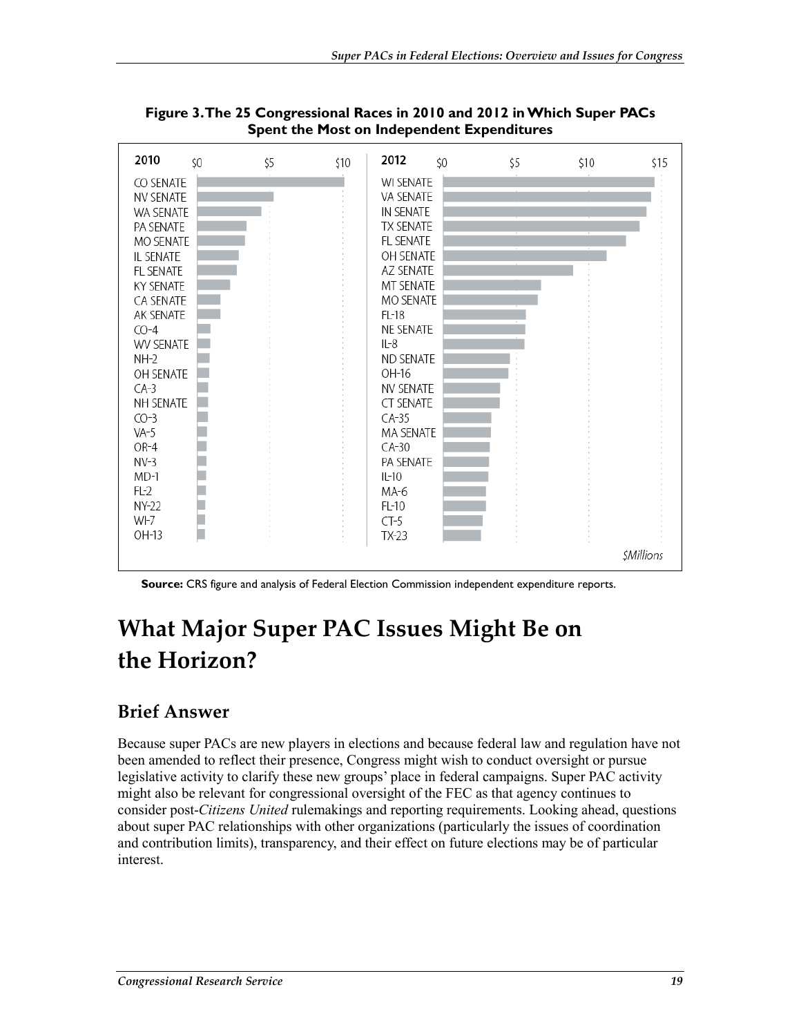**Figure 3. The 25 Congressional Races in 2010 and 2012 in Which Super PACs Spent the Most on Independent Expenditures**

| 2010 | 2012 |
|---|---|
| CO SENATE | WI SENATE |
| NV SENATE | VA SENATE |
| WA SENATE | IN SENATE |
| PA SENATE | TX SENATE |
| MO SENATE | FL SENATE |
| IL SENATE | OH SENATE |
| FL SENATE | AZ SENATE |
| KY SENATE | MT SENATE |
| CA SENATE | MO SENATE |
| AK SENATE | FL-18 |
| CO-4 | NE SENATE |
| WV SENATE | IL-8 |
| NH-2 | ND SENATE |
| OH SENATE | OH-16 |
| CA-3 | NV SENATE |
| NH SENATE | CT SENATE |
| CO-3 | CA-35 |
| VA-5 | MA SENATE |
| OR-4 | CA-30 |
| NV-3 | PA SENATE |
| MD-1 | IL-10 |
| FL-2 | MA-6 |
| NY-22 | FL-10 |
| WI-7 | CT-5 |
| OH-13 | TX-23 |

$Millions

**Source:** CRS figure and analysis of Federal Election Commission independent expenditure reports.

# What Major Super PAC Issues Might Be on the Horizon?

## Brief Answer

Because super PACs are new players in elections and because federal law and regulation have not been amended to reflect their presence, Congress might wish to conduct oversight or pursue legislative activity to clarify these new groups' place in federal campaigns. Super PAC activity might also be relevant for congressional oversight of the FEC as that agency continues to consider post-*Citizens United* rulemakings and reporting requirements. Looking ahead, questions about super PAC relationships with other organizations (particularly the issues of coordination and contribution limits), transparency, and their effect on future elections may be of particular interest.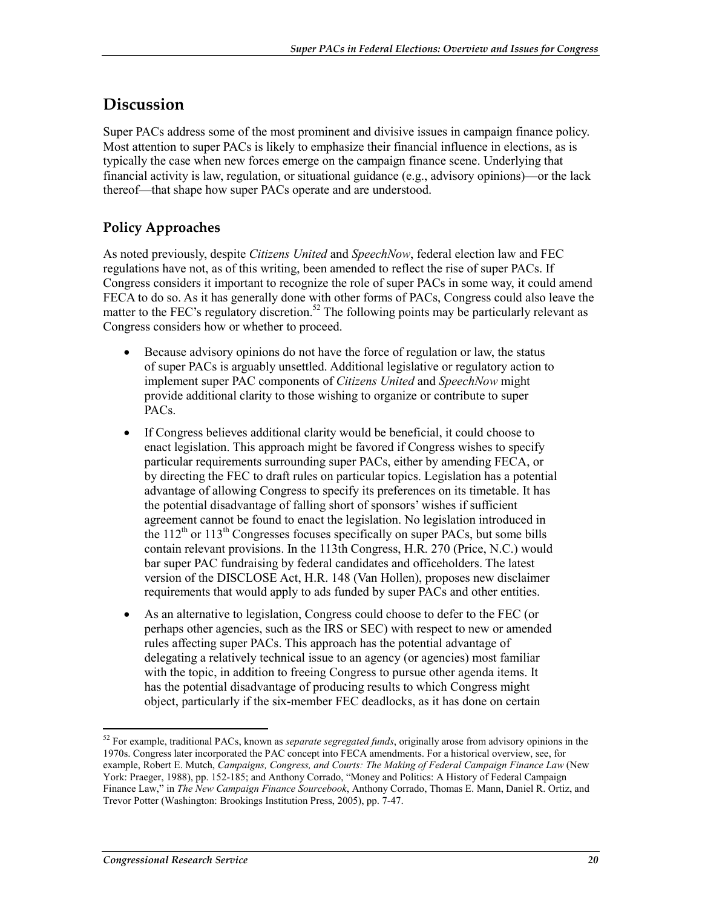## Discussion

Super PACs address some of the most prominent and divisive issues in campaign finance policy. Most attention to super PACs is likely to emphasize their financial influence in elections, as is typically the case when new forces emerge on the campaign finance scene. Underlying that financial activity is law, regulation, or situational guidance (e.g., advisory opinions)—or the lack thereof—that shape how super PACs operate and are understood.

### Policy Approaches

As noted previously, despite *Citizens United* and *SpeechNow*, federal election law and FEC regulations have not, as of this writing, been amended to reflect the rise of super PACs. If Congress considers it important to recognize the role of super PACs in some way, it could amend FECA to do so. As it has generally done with other forms of PACs, Congress could also leave the matter to the FEC's regulatory discretion.[52] The following points may be particularly relevant as Congress considers how or whether to proceed.

- Because advisory opinions do not have the force of regulation or law, the status of super PACs is arguably unsettled. Additional legislative or regulatory action to implement super PAC components of *Citizens United* and *SpeechNow* might provide additional clarity to those wishing to organize or contribute to super PACs.
- If Congress believes additional clarity would be beneficial, it could choose to enact legislation. This approach might be favored if Congress wishes to specify particular requirements surrounding super PACs, either by amending FECA, or by directing the FEC to draft rules on particular topics. Legislation has a potential advantage of allowing Congress to specify its preferences on its timetable. It has the potential disadvantage of falling short of sponsors' wishes if sufficient agreement cannot be found to enact the legislation. No legislation introduced in the 112th or 113th Congresses focuses specifically on super PACs, but some bills contain relevant provisions. In the 113th Congress, H.R. 270 (Price, N.C.) would bar super PAC fundraising by federal candidates and officeholders. The latest version of the DISCLOSE Act, H.R. 148 (Van Hollen), proposes new disclaimer requirements that would apply to ads funded by super PACs and other entities.
- As an alternative to legislation, Congress could choose to defer to the FEC (or perhaps other agencies, such as the IRS or SEC) with respect to new or amended rules affecting super PACs. This approach has the potential advantage of delegating a relatively technical issue to an agency (or agencies) most familiar with the topic, in addition to freeing Congress to pursue other agenda items. It has the potential disadvantage of producing results to which Congress might object, particularly if the six-member FEC deadlocks, as it has done on certain

---

[52] For example, traditional PACs, known as *separate segregated funds*, originally arose from advisory opinions in the 1970s. Congress later incorporated the PAC concept into FECA amendments. For a historical overview, see, for example, Robert E. Mutch, *Campaigns, Congress, and Courts: The Making of Federal Campaign Finance Law* (New York: Praeger, 1988), pp. 152-185; and Anthony Corrado, "Money and Politics: A History of Federal Campaign Finance Law," in *The New Campaign Finance Sourcebook*, Anthony Corrado, Thomas E. Mann, Daniel R. Ortiz, and Trevor Potter (Washington: Brookings Institution Press, 2005), pp. 7-47.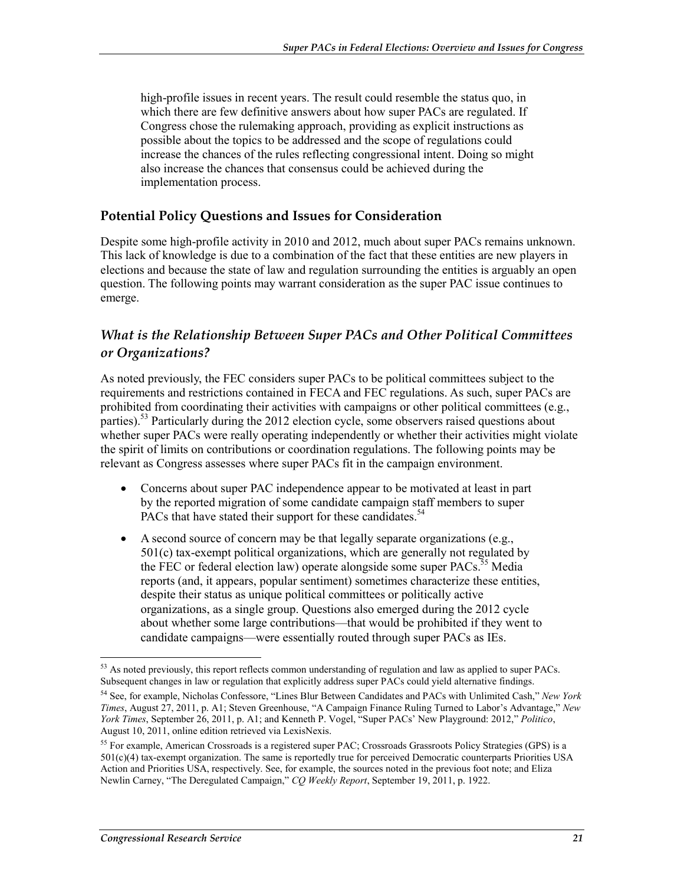high-profile issues in recent years. The result could resemble the status quo, in which there are few definitive answers about how super PACs are regulated. If Congress chose the rulemaking approach, providing as explicit instructions as possible about the topics to be addressed and the scope of regulations could increase the chances of the rules reflecting congressional intent. Doing so might also increase the chances that consensus could be achieved during the implementation process.

## Potential Policy Questions and Issues for Consideration

Despite some high-profile activity in 2010 and 2012, much about super PACs remains unknown. This lack of knowledge is due to a combination of the fact that these entities are new players in elections and because the state of law and regulation surrounding the entities is arguably an open question. The following points may warrant consideration as the super PAC issue continues to emerge.

### *What is the Relationship Between Super PACs and Other Political Committees or Organizations?*

As noted previously, the FEC considers super PACs to be political committees subject to the requirements and restrictions contained in FECA and FEC regulations. As such, super PACs are prohibited from coordinating their activities with campaigns or other political committees (e.g., parties).[53] Particularly during the 2012 election cycle, some observers raised questions about whether super PACs were really operating independently or whether their activities might violate the spirit of limits on contributions or coordination regulations. The following points may be relevant as Congress assesses where super PACs fit in the campaign environment.

- Concerns about super PAC independence appear to be motivated at least in part by the reported migration of some candidate campaign staff members to super PACs that have stated their support for these candidates.[54]
- A second source of concern may be that legally separate organizations (e.g., 501(c) tax-exempt political organizations, which are generally not regulated by the FEC or federal election law) operate alongside some super PACs.[55] Media reports (and, it appears, popular sentiment) sometimes characterize these entities, despite their status as unique political committees or politically active organizations, as a single group. Questions also emerged during the 2012 cycle about whether some large contributions—that would be prohibited if they went to candidate campaigns—were essentially routed through super PACs as IEs.

---

[53] As noted previously, this report reflects common understanding of regulation and law as applied to super PACs. Subsequent changes in law or regulation that explicitly address super PACs could yield alternative findings.

[54] See, for example, Nicholas Confessore, "Lines Blur Between Candidates and PACs with Unlimited Cash," *New York Times*, August 27, 2011, p. A1; Steven Greenhouse, "A Campaign Finance Ruling Turned to Labor's Advantage," *New York Times*, September 26, 2011, p. A1; and Kenneth P. Vogel, "Super PACs' New Playground: 2012," *Politico*, August 10, 2011, online edition retrieved via LexisNexis.

[55] For example, American Crossroads is a registered super PAC; Crossroads Grassroots Policy Strategies (GPS) is a 501(c)(4) tax-exempt organization. The same is reportedly true for perceived Democratic counterparts Priorities USA Action and Priorities USA, respectively. See, for example, the sources noted in the previous foot note; and Eliza Newlin Carney, "The Deregulated Campaign," *CQ Weekly Report*, September 19, 2011, p. 1922.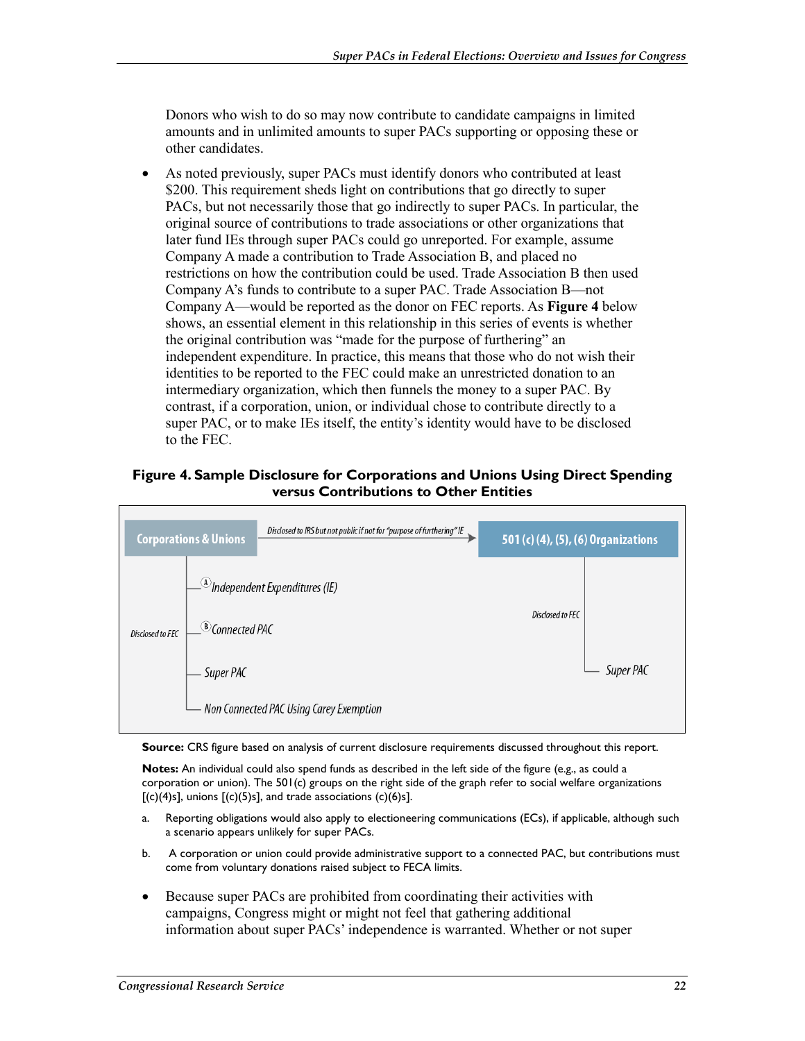Donors who wish to do so may now contribute to candidate campaigns in limited amounts and in unlimited amounts to super PACs supporting or opposing these or other candidates.

- As noted previously, super PACs must identify donors who contributed at least $200. This requirement sheds light on contributions that go directly to super PACs, but not necessarily those that go indirectly to super PACs. In particular, the original source of contributions to trade associations or other organizations that later fund IEs through super PACs could go unreported. For example, assume Company A made a contribution to Trade Association B, and placed no restrictions on how the contribution could be used. Trade Association B then used Company A's funds to contribute to a super PAC. Trade Association B—not Company A—would be reported as the donor on FEC reports. As **Figure 4** below shows, an essential element in this relationship in this series of events is whether the original contribution was "made for the purpose of furthering" an independent expenditure. In practice, this means that those who do not wish their identities to be reported to the FEC could make an unrestricted donation to an intermediary organization, which then funnels the money to a super PAC. By contrast, if a corporation, union, or individual chose to contribute directly to a super PAC, or to make IEs itself, the entity's identity would have to be disclosed to the FEC.

**Figure 4. Sample Disclosure for Corporations and Unions Using Direct Spending versus Contributions to Other Entities**

Corporations & Unions → (Disclosed to IRS but not public if not for "purpose of furthering" IE) → 501 (c) (4), (5), (6) Organizations

Corporations & Unions — Disclosed to FEC:
- (A) Independent Expenditures (IE)
- (B) Connected PAC
- Super PAC
- Non Connected PAC Using Carey Exemption

501 (c) (4), (5), (6) Organizations — Disclosed to FEC:
- Super PAC

**Source:** CRS figure based on analysis of current disclosure requirements discussed throughout this report.

**Notes:** An individual could also spend funds as described in the left side of the figure (e.g., as could a corporation or union). The 501(c) groups on the right side of the graph refer to social welfare organizations [(c)(4)s], unions [(c)(5)s], and trade associations (c)(6)s].

a. Reporting obligations would also apply to electioneering communications (ECs), if applicable, although such a scenario appears unlikely for super PACs.

b. A corporation or union could provide administrative support to a connected PAC, but contributions must come from voluntary donations raised subject to FECA limits.

- Because super PACs are prohibited from coordinating their activities with campaigns, Congress might or might not feel that gathering additional information about super PACs' independence is warranted. Whether or not super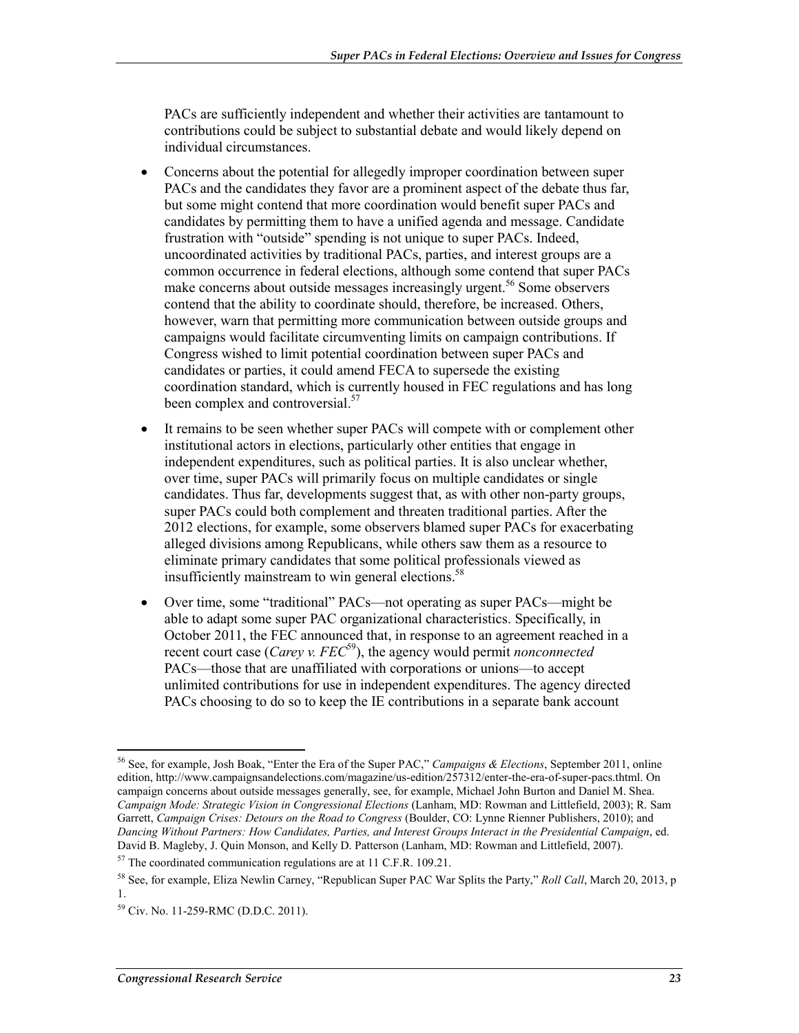PACs are sufficiently independent and whether their activities are tantamount to contributions could be subject to substantial debate and would likely depend on individual circumstances.

- Concerns about the potential for allegedly improper coordination between super PACs and the candidates they favor are a prominent aspect of the debate thus far, but some might contend that more coordination would benefit super PACs and candidates by permitting them to have a unified agenda and message. Candidate frustration with "outside" spending is not unique to super PACs. Indeed, uncoordinated activities by traditional PACs, parties, and interest groups are a common occurrence in federal elections, although some contend that super PACs make concerns about outside messages increasingly urgent.[56] Some observers contend that the ability to coordinate should, therefore, be increased. Others, however, warn that permitting more communication between outside groups and campaigns would facilitate circumventing limits on campaign contributions. If Congress wished to limit potential coordination between super PACs and candidates or parties, it could amend FECA to supersede the existing coordination standard, which is currently housed in FEC regulations and has long been complex and controversial.[57]
- It remains to be seen whether super PACs will compete with or complement other institutional actors in elections, particularly other entities that engage in independent expenditures, such as political parties. It is also unclear whether, over time, super PACs will primarily focus on multiple candidates or single candidates. Thus far, developments suggest that, as with other non-party groups, super PACs could both complement and threaten traditional parties. After the 2012 elections, for example, some observers blamed super PACs for exacerbating alleged divisions among Republicans, while others saw them as a resource to eliminate primary candidates that some political professionals viewed as insufficiently mainstream to win general elections.[58]
- Over time, some "traditional" PACs—not operating as super PACs—might be able to adapt some super PAC organizational characteristics. Specifically, in October 2011, the FEC announced that, in response to an agreement reached in a recent court case (*Carey v. FEC*[59]), the agency would permit *nonconnected* PACs—those that are unaffiliated with corporations or unions—to accept unlimited contributions for use in independent expenditures. The agency directed PACs choosing to do so to keep the IE contributions in a separate bank account

---

[56] See, for example, Josh Boak, "Enter the Era of the Super PAC," *Campaigns & Elections*, September 2011, online edition, http://www.campaignsandelections.com/magazine/us-edition/257312/enter-the-era-of-super-pacs.thtml. On campaign concerns about outside messages generally, see, for example, Michael John Burton and Daniel M. Shea. *Campaign Mode: Strategic Vision in Congressional Elections* (Lanham, MD: Rowman and Littlefield, 2003); R. Sam Garrett, *Campaign Crises: Detours on the Road to Congress* (Boulder, CO: Lynne Rienner Publishers, 2010); and *Dancing Without Partners: How Candidates, Parties, and Interest Groups Interact in the Presidential Campaign*, ed. David B. Magleby, J. Quin Monson, and Kelly D. Patterson (Lanham, MD: Rowman and Littlefield, 2007).

[57] The coordinated communication regulations are at 11 C.F.R. 109.21.

[58] See, for example, Eliza Newlin Carney, "Republican Super PAC War Splits the Party," *Roll Call*, March 20, 2013, p 1.

[59] Civ. No. 11-259-RMC (D.D.C. 2011).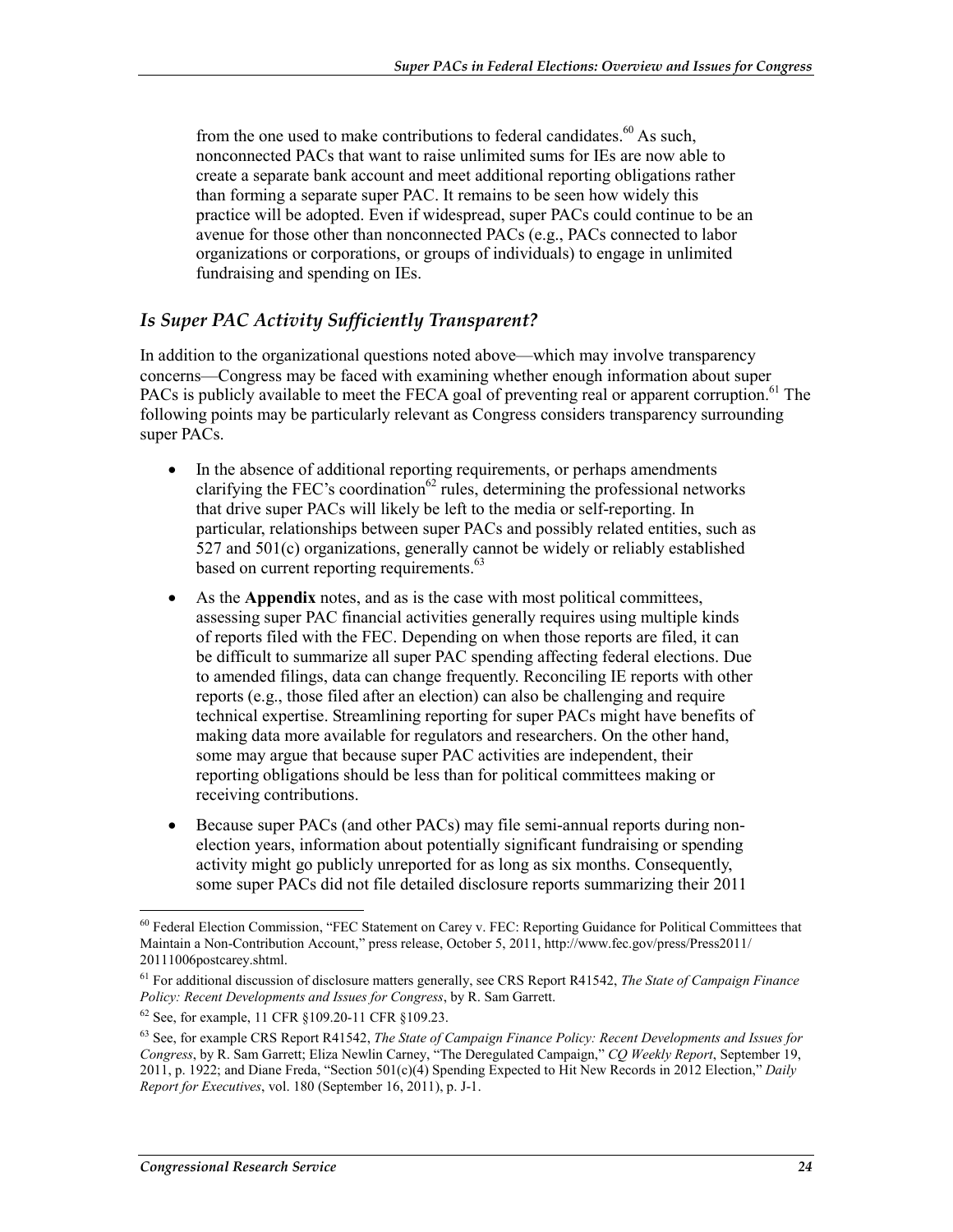from the one used to make contributions to federal candidates.[60] As such, nonconnected PACs that want to raise unlimited sums for IEs are now able to create a separate bank account and meet additional reporting obligations rather than forming a separate super PAC. It remains to be seen how widely this practice will be adopted. Even if widespread, super PACs could continue to be an avenue for those other than nonconnected PACs (e.g., PACs connected to labor organizations or corporations, or groups of individuals) to engage in unlimited fundraising and spending on IEs.

### *Is Super PAC Activity Sufficiently Transparent?*

In addition to the organizational questions noted above—which may involve transparency concerns—Congress may be faced with examining whether enough information about super PACs is publicly available to meet the FECA goal of preventing real or apparent corruption.[61] The following points may be particularly relevant as Congress considers transparency surrounding super PACs.

- In the absence of additional reporting requirements, or perhaps amendments clarifying the FEC's coordination[62] rules, determining the professional networks that drive super PACs will likely be left to the media or self-reporting. In particular, relationships between super PACs and possibly related entities, such as 527 and 501(c) organizations, generally cannot be widely or reliably established based on current reporting requirements.[63]
- As the **Appendix** notes, and as is the case with most political committees, assessing super PAC financial activities generally requires using multiple kinds of reports filed with the FEC. Depending on when those reports are filed, it can be difficult to summarize all super PAC spending affecting federal elections. Due to amended filings, data can change frequently. Reconciling IE reports with other reports (e.g., those filed after an election) can also be challenging and require technical expertise. Streamlining reporting for super PACs might have benefits of making data more available for regulators and researchers. On the other hand, some may argue that because super PAC activities are independent, their reporting obligations should be less than for political committees making or receiving contributions.
- Because super PACs (and other PACs) may file semi-annual reports during non-election years, information about potentially significant fundraising or spending activity might go publicly unreported for as long as six months. Consequently, some super PACs did not file detailed disclosure reports summarizing their 2011

---

[60] Federal Election Commission, "FEC Statement on Carey v. FEC: Reporting Guidance for Political Committees that Maintain a Non-Contribution Account," press release, October 5, 2011, http://www.fec.gov/press/Press2011/20111006postcarey.shtml.

[61] For additional discussion of disclosure matters generally, see CRS Report R41542, *The State of Campaign Finance Policy: Recent Developments and Issues for Congress*, by R. Sam Garrett.

[62] See, for example, 11 CFR §109.20-11 CFR §109.23.

[63] See, for example CRS Report R41542, *The State of Campaign Finance Policy: Recent Developments and Issues for Congress*, by R. Sam Garrett; Eliza Newlin Carney, "The Deregulated Campaign," *CQ Weekly Report*, September 19, 2011, p. 1922; and Diane Freda, "Section 501(c)(4) Spending Expected to Hit New Records in 2012 Election," *Daily Report for Executives*, vol. 180 (September 16, 2011), p. J-1.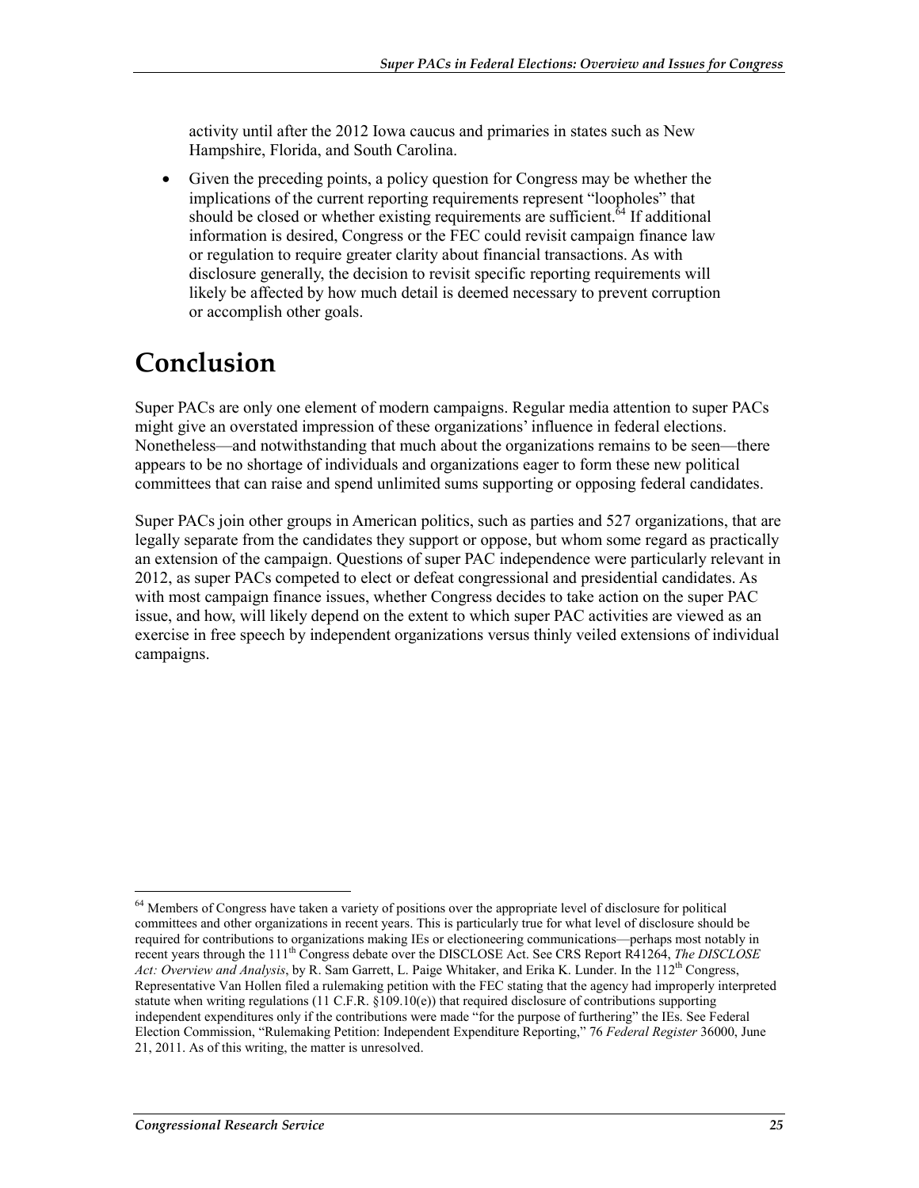activity until after the 2012 Iowa caucus and primaries in states such as New Hampshire, Florida, and South Carolina.

- Given the preceding points, a policy question for Congress may be whether the implications of the current reporting requirements represent "loopholes" that should be closed or whether existing requirements are sufficient.[64] If additional information is desired, Congress or the FEC could revisit campaign finance law or regulation to require greater clarity about financial transactions. As with disclosure generally, the decision to revisit specific reporting requirements will likely be affected by how much detail is deemed necessary to prevent corruption or accomplish other goals.

# Conclusion

Super PACs are only one element of modern campaigns. Regular media attention to super PACs might give an overstated impression of these organizations' influence in federal elections. Nonetheless—and notwithstanding that much about the organizations remains to be seen—there appears to be no shortage of individuals and organizations eager to form these new political committees that can raise and spend unlimited sums supporting or opposing federal candidates.

Super PACs join other groups in American politics, such as parties and 527 organizations, that are legally separate from the candidates they support or oppose, but whom some regard as practically an extension of the campaign. Questions of super PAC independence were particularly relevant in 2012, as super PACs competed to elect or defeat congressional and presidential candidates. As with most campaign finance issues, whether Congress decides to take action on the super PAC issue, and how, will likely depend on the extent to which super PAC activities are viewed as an exercise in free speech by independent organizations versus thinly veiled extensions of individual campaigns.

---

[64] Members of Congress have taken a variety of positions over the appropriate level of disclosure for political committees and other organizations in recent years. This is particularly true for what level of disclosure should be required for contributions to organizations making IEs or electioneering communications—perhaps most notably in recent years through the 111th Congress debate over the DISCLOSE Act. See CRS Report R41264, *The DISCLOSE Act: Overview and Analysis*, by R. Sam Garrett, L. Paige Whitaker, and Erika K. Lunder. In the 112th Congress, Representative Van Hollen filed a rulemaking petition with the FEC stating that the agency had improperly interpreted statute when writing regulations (11 C.F.R. §109.10(e)) that required disclosure of contributions supporting independent expenditures only if the contributions were made "for the purpose of furthering" the IEs. See Federal Election Commission, "Rulemaking Petition: Independent Expenditure Reporting," 76 *Federal Register* 36000, June 21, 2011. As of this writing, the matter is unresolved.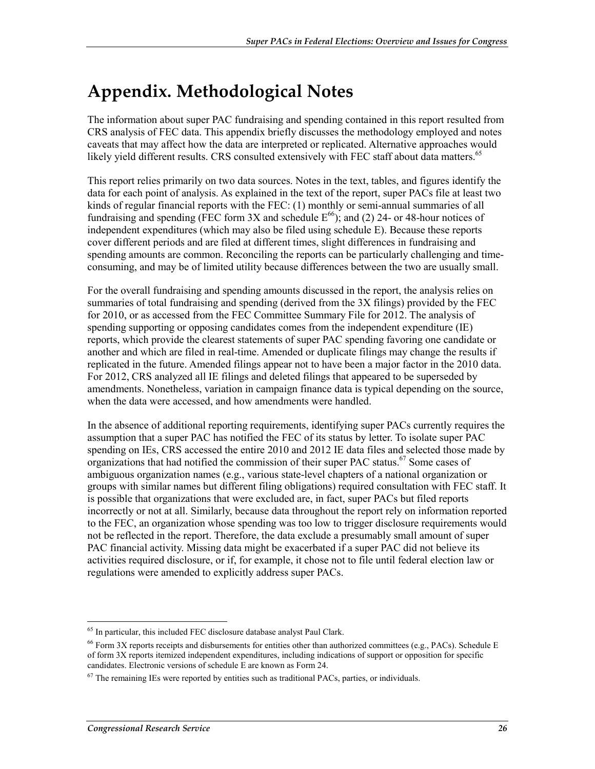# Appendix. Methodological Notes

The information about super PAC fundraising and spending contained in this report resulted from CRS analysis of FEC data. This appendix briefly discusses the methodology employed and notes caveats that may affect how the data are interpreted or replicated. Alternative approaches would likely yield different results. CRS consulted extensively with FEC staff about data matters.[65]

This report relies primarily on two data sources. Notes in the text, tables, and figures identify the data for each point of analysis. As explained in the text of the report, super PACs file at least two kinds of regular financial reports with the FEC: (1) monthly or semi-annual summaries of all fundraising and spending (FEC form 3X and schedule E[66]); and (2) 24- or 48-hour notices of independent expenditures (which may also be filed using schedule E). Because these reports cover different periods and are filed at different times, slight differences in fundraising and spending amounts are common. Reconciling the reports can be particularly challenging and time-consuming, and may be of limited utility because differences between the two are usually small.

For the overall fundraising and spending amounts discussed in the report, the analysis relies on summaries of total fundraising and spending (derived from the 3X filings) provided by the FEC for 2010, or as accessed from the FEC Committee Summary File for 2012. The analysis of spending supporting or opposing candidates comes from the independent expenditure (IE) reports, which provide the clearest statements of super PAC spending favoring one candidate or another and which are filed in real-time. Amended or duplicate filings may change the results if replicated in the future. Amended filings appear not to have been a major factor in the 2010 data. For 2012, CRS analyzed all IE filings and deleted filings that appeared to be superseded by amendments. Nonetheless, variation in campaign finance data is typical depending on the source, when the data were accessed, and how amendments were handled.

In the absence of additional reporting requirements, identifying super PACs currently requires the assumption that a super PAC has notified the FEC of its status by letter. To isolate super PAC spending on IEs, CRS accessed the entire 2010 and 2012 IE data files and selected those made by organizations that had notified the commission of their super PAC status.[67] Some cases of ambiguous organization names (e.g., various state-level chapters of a national organization or groups with similar names but different filing obligations) required consultation with FEC staff. It is possible that organizations that were excluded are, in fact, super PACs but filed reports incorrectly or not at all. Similarly, because data throughout the report rely on information reported to the FEC, an organization whose spending was too low to trigger disclosure requirements would not be reflected in the report. Therefore, the data exclude a presumably small amount of super PAC financial activity. Missing data might be exacerbated if a super PAC did not believe its activities required disclosure, or if, for example, it chose not to file until federal election law or regulations were amended to explicitly address super PACs.

---

[65] In particular, this included FEC disclosure database analyst Paul Clark.

[66] Form 3X reports receipts and disbursements for entities other than authorized committees (e.g., PACs). Schedule E of form 3X reports itemized independent expenditures, including indications of support or opposition for specific candidates. Electronic versions of schedule E are known as Form 24.

[67] The remaining IEs were reported by entities such as traditional PACs, parties, or individuals.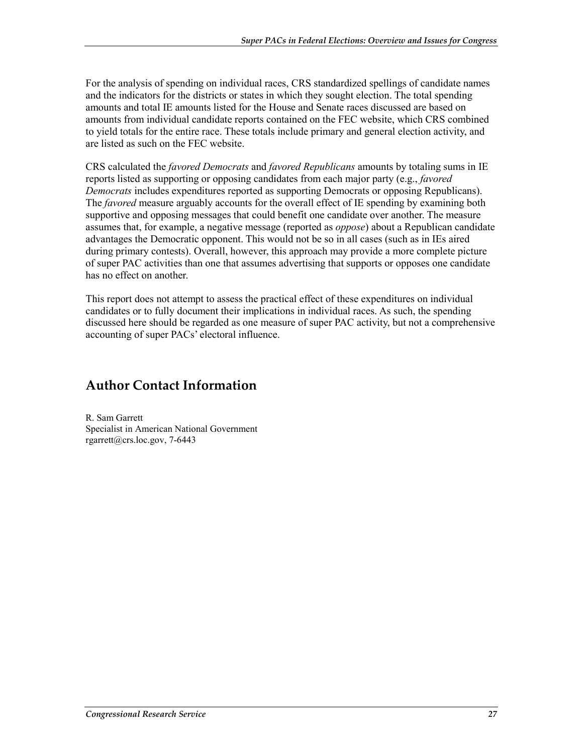For the analysis of spending on individual races, CRS standardized spellings of candidate names and the indicators for the districts or states in which they sought election. The total spending amounts and total IE amounts listed for the House and Senate races discussed are based on amounts from individual candidate reports contained on the FEC website, which CRS combined to yield totals for the entire race. These totals include primary and general election activity, and are listed as such on the FEC website.

CRS calculated the *favored Democrats* and *favored Republicans* amounts by totaling sums in IE reports listed as supporting or opposing candidates from each major party (e.g., *favored Democrats* includes expenditures reported as supporting Democrats or opposing Republicans). The *favored* measure arguably accounts for the overall effect of IE spending by examining both supportive and opposing messages that could benefit one candidate over another. The measure assumes that, for example, a negative message (reported as *oppose*) about a Republican candidate advantages the Democratic opponent. This would not be so in all cases (such as in IEs aired during primary contests). Overall, however, this approach may provide a more complete picture of super PAC activities than one that assumes advertising that supports or opposes one candidate has no effect on another.

This report does not attempt to assess the practical effect of these expenditures on individual candidates or to fully document their implications in individual races. As such, the spending discussed here should be regarded as one measure of super PAC activity, but not a comprehensive accounting of super PACs' electoral influence.

## Author Contact Information

R. Sam Garrett
Specialist in American National Government
rgarrett@crs.loc.gov, 7-6443